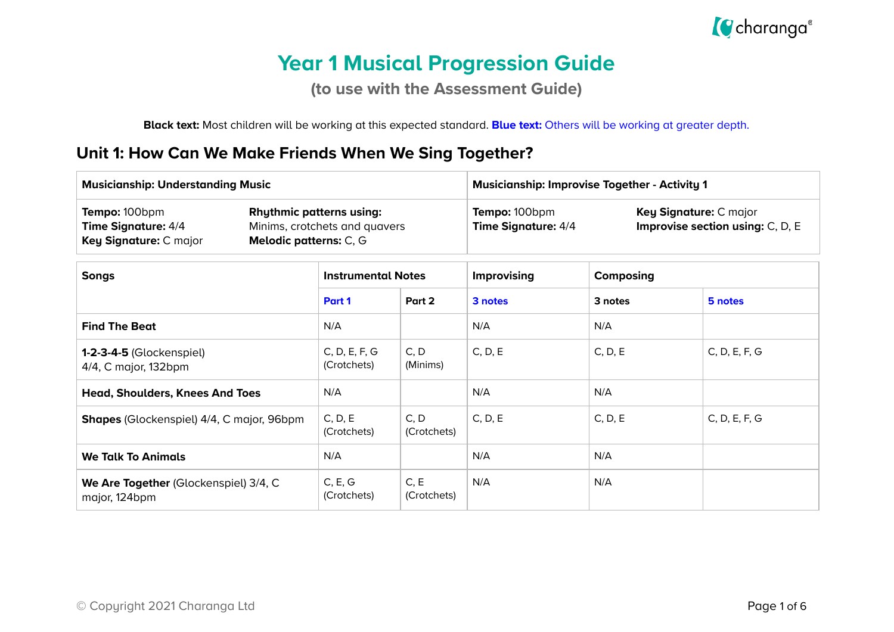# Year 1 Musical Progression Guide

## (to use with the Assessment Guide)

**Black text:** Most children will be working at this expected standard. **Blue text:** Others will be working at greater depth.

## Unit 1: How Can We Make Friends When We Sing Together?

| Musicianship: Understanding Music | | Musicianship: Improvise Together - Activity 1 | |
|---|---|---|---|
| **Tempo:** 100bpm<br>**Time Signature:** 4/4<br>**Key Signature:** C major | **Rhythmic patterns using:**<br>Minims, crotchets and quavers<br>**Melodic patterns:** C, G | **Tempo:** 100bpm<br>**Time Signature:** 4/4 | **Key Signature:** C major<br>**Improvise section using:** C, D, E |

| Songs | Instrumental Notes | | Improvising | Composing | |
|---|---|---|---|---|---|
| | Part 1 | Part 2 | 3 notes | 3 notes | 5 notes |
| **Find The Beat** | N/A | | N/A | N/A | |
| **1-2-3-4-5** (Glockenspiel)<br>4/4, C major, 132bpm | C, D, E, F, G (Crotchets) | C, D (Minims) | C, D, E | C, D, E | C, D, E, F, G |
| **Head, Shoulders, Knees And Toes** | N/A | | N/A | N/A | |
| **Shapes** (Glockenspiel) 4/4, C major, 96bpm | C, D, E (Crotchets) | C, D (Crotchets) | C, D, E | C, D, E | C, D, E, F, G |
| **We Talk To Animals** | N/A | | N/A | N/A | |
| **We Are Together** (Glockenspiel) 3/4, C major, 124bpm | C, E, G (Crotchets) | C, E (Crotchets) | N/A | N/A | |

© Copyright 2021 Charanga Ltd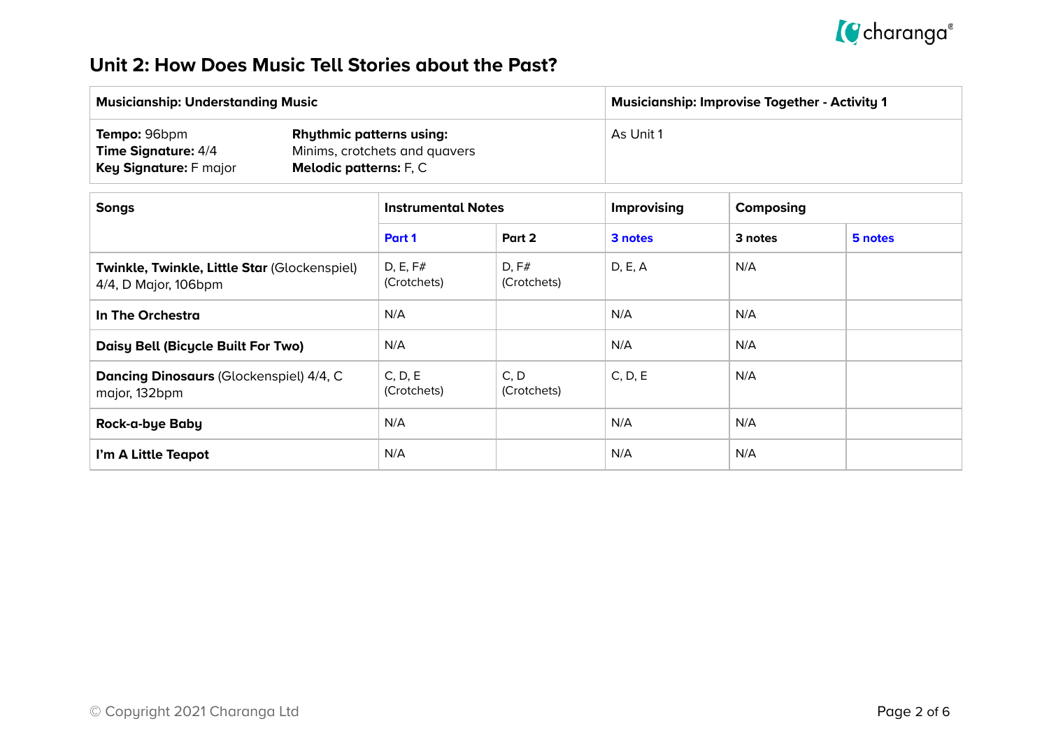# Unit 2: How Does Music Tell Stories about the Past?

| Musicianship: Understanding Music | | Musicianship: Improvise Together - Activity 1 |
|---|---|---|
| **Tempo:** 96bpm<br>**Time Signature:** 4/4<br>**Key Signature:** F major | **Rhythmic patterns using:**<br>Minims, crotchets and quavers<br>**Melodic patterns:** F, C | As Unit 1 |

| Songs | Instrumental Notes | | Improvising | Composing | |
|---|---|---|---|---|---|
| | Part 1 | Part 2 | 3 notes | 3 notes | 5 notes |
| **Twinkle, Twinkle, Little Star** (Glockenspiel) 4/4, D Major, 106bpm | D, E, F# (Crotchets) | D, F# (Crotchets) | D, E, A | N/A | |
| **In The Orchestra** | N/A | | N/A | N/A | |
| **Daisy Bell (Bicycle Built For Two)** | N/A | | N/A | N/A | |
| **Dancing Dinosaurs** (Glockenspiel) 4/4, C major, 132bpm | C, D, E (Crotchets) | C, D (Crotchets) | C, D, E | N/A | |
| **Rock-a-bye Baby** | N/A | | N/A | N/A | |
| **I'm A Little Teapot** | N/A | | N/A | N/A | |

© Copyright 2021 Charanga Ltd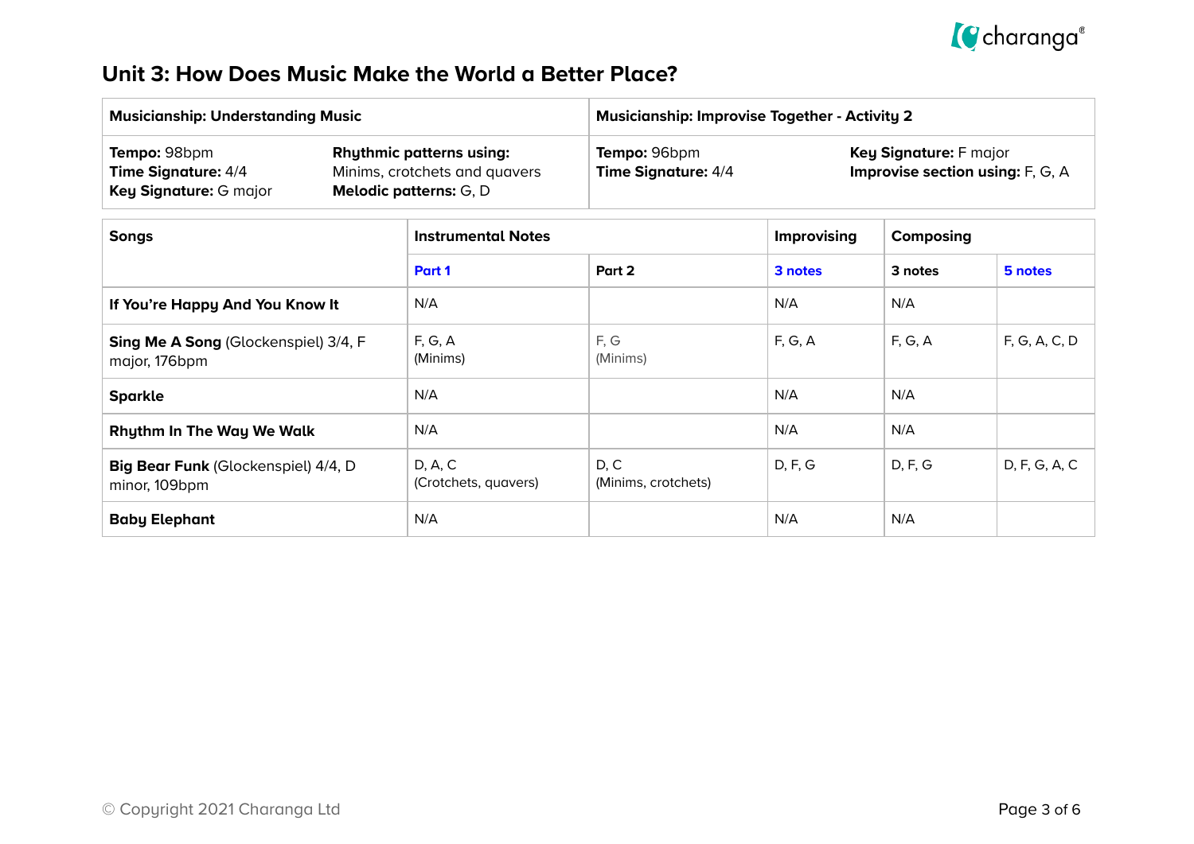# Unit 3: How Does Music Make the World a Better Place?

| Musicianship: Understanding Music | | Musicianship: Improvise Together - Activity 2 | |
|---|---|---|---|
| **Tempo:** 98bpm<br>**Time Signature:** 4/4<br>**Key Signature:** G major | **Rhythmic patterns using:**<br>Minims, crotchets and quavers<br>**Melodic patterns:** G, D | **Tempo:** 96bpm<br>**Time Signature:** 4/4 | **Key Signature:** F major<br>**Improvise section using:** F, G, A |

| Songs | Instrumental Notes | | Improvising | Composing | |
|---|---|---|---|---|---|
| | Part 1 | Part 2 | 3 notes | 3 notes | 5 notes |
| **If You're Happy And You Know It** | N/A | | N/A | N/A | |
| **Sing Me A Song** (Glockenspiel) 3/4, F major, 176bpm | F, G, A (Minims) | F, G (Minims) | F, G, A | F, G, A | F, G, A, C, D |
| **Sparkle** | N/A | | N/A | N/A | |
| **Rhythm In The Way We Walk** | N/A | | N/A | N/A | |
| **Big Bear Funk** (Glockenspiel) 4/4, D minor, 109bpm | D, A, C (Crotchets, quavers) | D, C (Minims, crotchets) | D, F, G | D, F, G | D, F, G, A, C |
| **Baby Elephant** | N/A | | N/A | N/A | |

© Copyright 2021 Charanga Ltd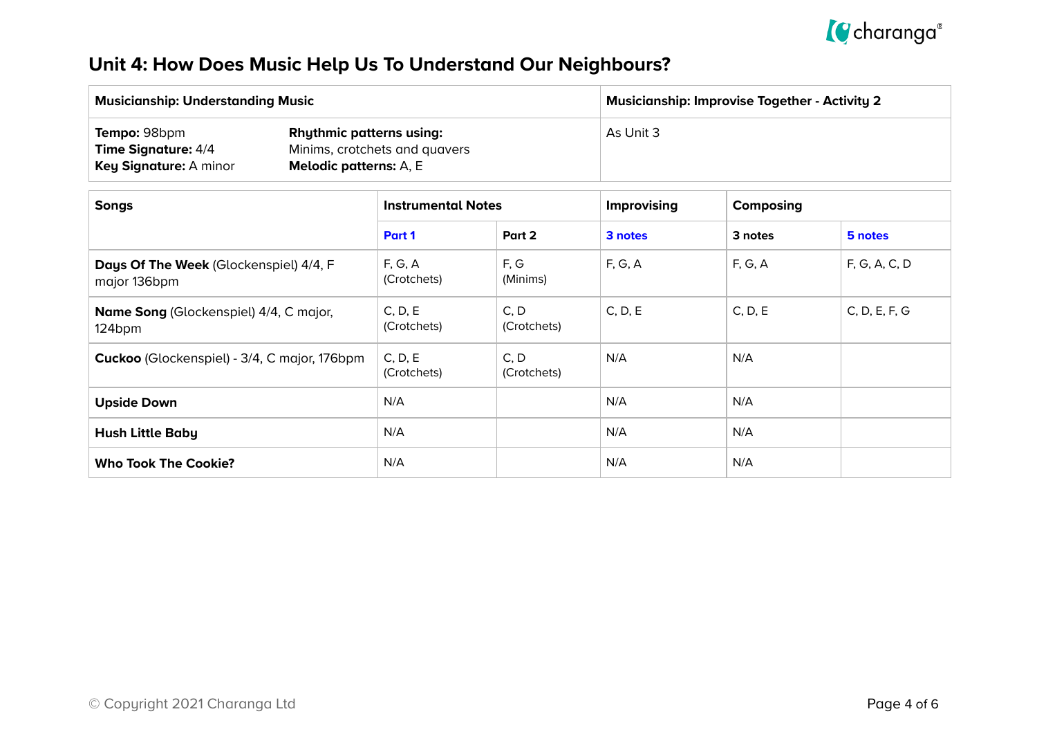# Unit 4: How Does Music Help Us To Understand Our Neighbours?

| Musicianship: Understanding Music | | Musicianship: Improvise Together - Activity 2 |
|---|---|---|
| **Tempo:** 98bpm<br>**Time Signature:** 4/4<br>**Key Signature:** A minor | **Rhythmic patterns using:**<br>Minims, crotchets and quavers<br>**Melodic patterns:** A, E | As Unit 3 |

| Songs | Instrumental Notes | | Improvising | Composing | |
|---|---|---|---|---|---|
| | **Part 1** | **Part 2** | **3 notes** | **3 notes** | **5 notes** |
| **Days Of The Week** (Glockenspiel) 4/4, F major 136bpm | F, G, A (Crotchets) | F, G (Minims) | F, G, A | F, G, A | F, G, A, C, D |
| **Name Song** (Glockenspiel) 4/4, C major, 124bpm | C, D, E (Crotchets) | C, D (Crotchets) | C, D, E | C, D, E | C, D, E, F, G |
| **Cuckoo** (Glockenspiel) - 3/4, C major, 176bpm | C, D, E (Crotchets) | C, D (Crotchets) | N/A | N/A | |
| **Upside Down** | N/A | | N/A | N/A | |
| **Hush Little Baby** | N/A | | N/A | N/A | |
| **Who Took The Cookie?** | N/A | | N/A | N/A | |

© Copyright 2021 Charanga Ltd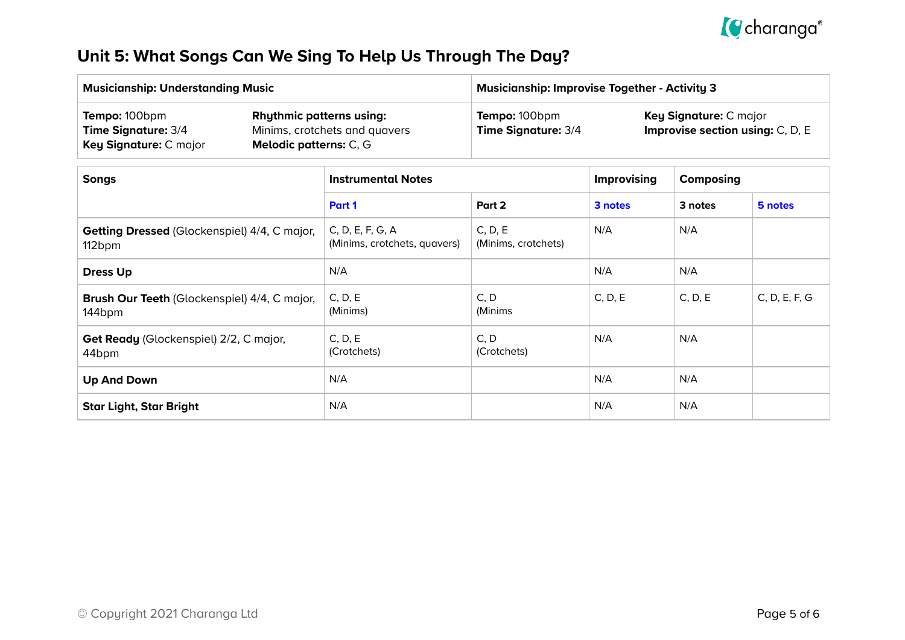# Unit 5: What Songs Can We Sing To Help Us Through The Day?

| Musicianship: Understanding Music | | Musicianship: Improvise Together - Activity 3 | |
|---|---|---|---|
| **Tempo:** 100bpm<br>**Time Signature:** 3/4<br>**Key Signature:** C major | **Rhythmic patterns using:**<br>Minims, crotchets and quavers<br>**Melodic patterns:** C, G | **Tempo:** 100bpm<br>**Time Signature:** 3/4 | **Key Signature:** C major<br>**Improvise section using:** C, D, E |

| Songs | Instrumental Notes | | Improvising | Composing | |
|---|---|---|---|---|---|
| | Part 1 | Part 2 | 3 notes | 3 notes | 5 notes |
| **Getting Dressed** (Glockenspiel) 4/4, C major, 112bpm | C, D, E, F, G, A (Minims, crotchets, quavers) | C, D, E (Minims, crotchets) | N/A | N/A | |
| **Dress Up** | N/A | | N/A | N/A | |
| **Brush Our Teeth** (Glockenspiel) 4/4, C major, 144bpm | C, D, E (Minims) | C, D (Minims | C, D, E | C, D, E | C, D, E, F, G |
| **Get Ready** (Glockenspiel) 2/2, C major, 44bpm | C, D, E (Crotchets) | C, D (Crotchets) | N/A | N/A | |
| **Up And Down** | N/A | | N/A | N/A | |
| **Star Light, Star Bright** | N/A | | N/A | N/A | |

© Copyright 2021 Charanga Ltd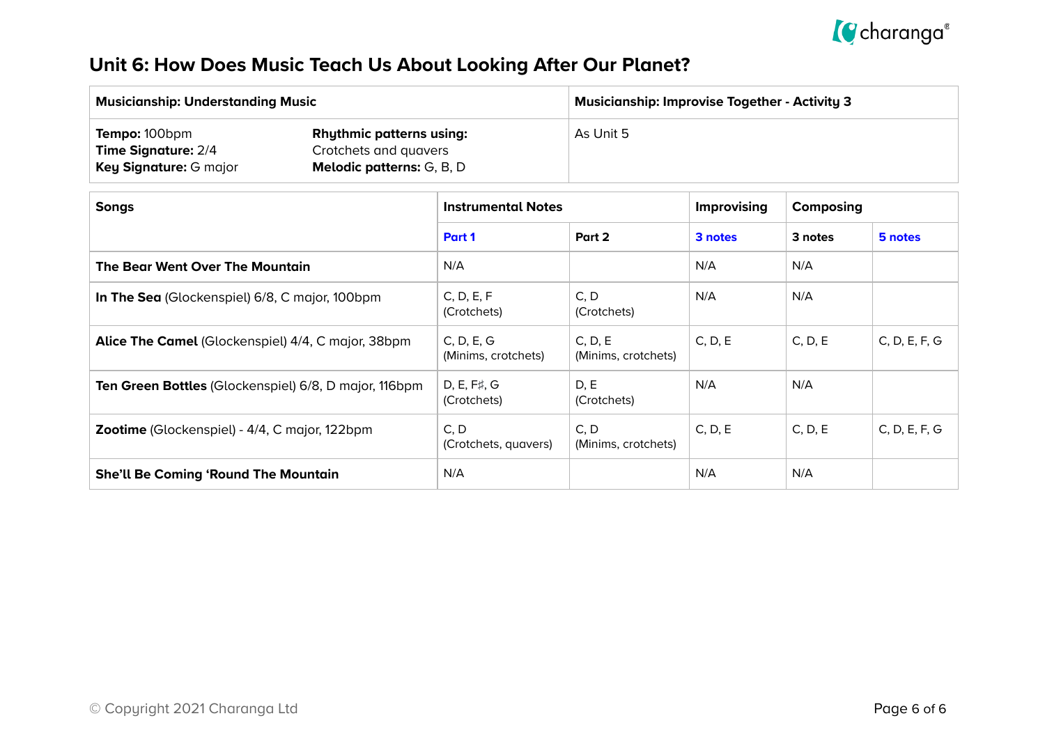## Unit 6: How Does Music Teach Us About Looking After Our Planet?

| Musicianship: Understanding Music | | Musicianship: Improvise Together - Activity 3 |
|---|---|---|
| **Tempo:** 100bpm<br>**Time Signature:** 2/4<br>**Key Signature:** G major | **Rhythmic patterns using:**<br>Crotchets and quavers<br>**Melodic patterns:** G, B, D | As Unit 5 |

| Songs | Instrumental Notes | | Improvising | Composing | |
|---|---|---|---|---|---|
| | Part 1 | Part 2 | 3 notes | 3 notes | 5 notes |
| **The Bear Went Over The Mountain** | N/A | | N/A | N/A | |
| **In The Sea** (Glockenspiel) 6/8, C major, 100bpm | C, D, E, F<br>(Crotchets) | C, D<br>(Crotchets) | N/A | N/A | |
| **Alice The Camel** (Glockenspiel) 4/4, C major, 38bpm | C, D, E, G<br>(Minims, crotchets) | C, D, E<br>(Minims, crotchets) | C, D, E | C, D, E | C, D, E, F, G |
| **Ten Green Bottles** (Glockenspiel) 6/8, D major, 116bpm | D, E, F♯, G<br>(Crotchets) | D, E<br>(Crotchets) | N/A | N/A | |
| **Zootime** (Glockenspiel) - 4/4, C major, 122bpm | C, D<br>(Crotchets, quavers) | C, D<br>(Minims, crotchets) | C, D, E | C, D, E | C, D, E, F, G |
| **She'll Be Coming 'Round The Mountain** | N/A | | N/A | N/A | |

© Copyright 2021 Charanga Ltd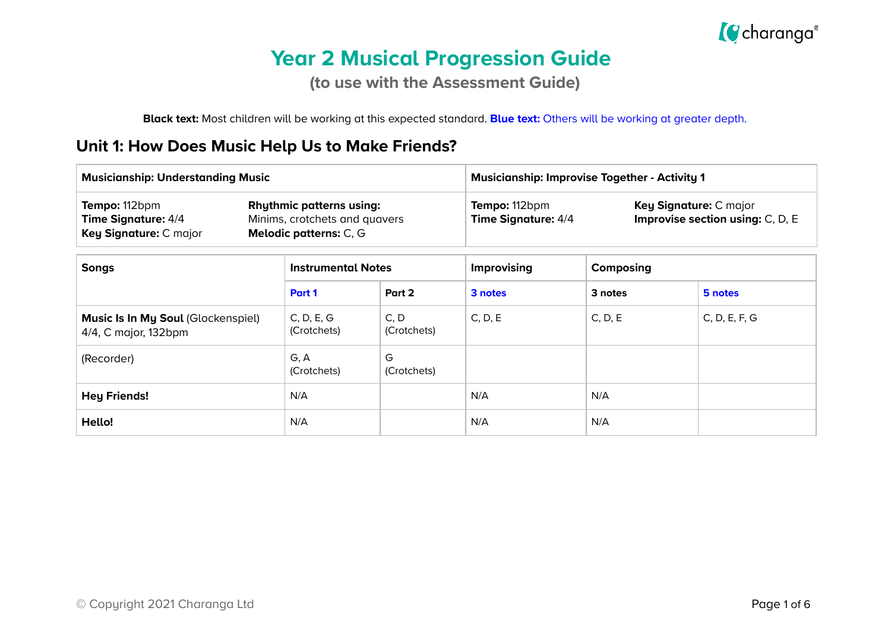# Year 2 Musical Progression Guide

## (to use with the Assessment Guide)

**Black text:** Most children will be working at this expected standard. **Blue text:** Others will be working at greater depth.

## Unit 1: How Does Music Help Us to Make Friends?

| **Musicianship: Understanding Music** | | **Musicianship: Improvise Together - Activity 1** | |
|---|---|---|---|
| **Tempo:** 112bpm<br>**Time Signature:** 4/4<br>**Key Signature:** C major | **Rhythmic patterns using:**<br>Minims, crotchets and quavers<br>**Melodic patterns:** C, G | **Tempo:** 112bpm<br>**Time Signature:** 4/4 | **Key Signature:** C major<br>**Improvise section using:** C, D, E |

| **Songs** | **Instrumental Notes** | | **Improvising** | **Composing** | |
|---|---|---|---|---|---|
| | **Part 1** | **Part 2** | **3 notes** | **3 notes** | **5 notes** |
| **Music Is In My Soul** (Glockenspiel)<br>4/4, C major, 132bpm | C, D, E, G<br>(Crotchets) | C, D<br>(Crotchets) | C, D, E | C, D, E | C, D, E, F, G |
| (Recorder) | G, A<br>(Crotchets) | G<br>(Crotchets) | | | |
| **Hey Friends!** | N/A | | N/A | N/A | |
| **Hello!** | N/A | | N/A | N/A | |

© Copyright 2021 Charanga Ltd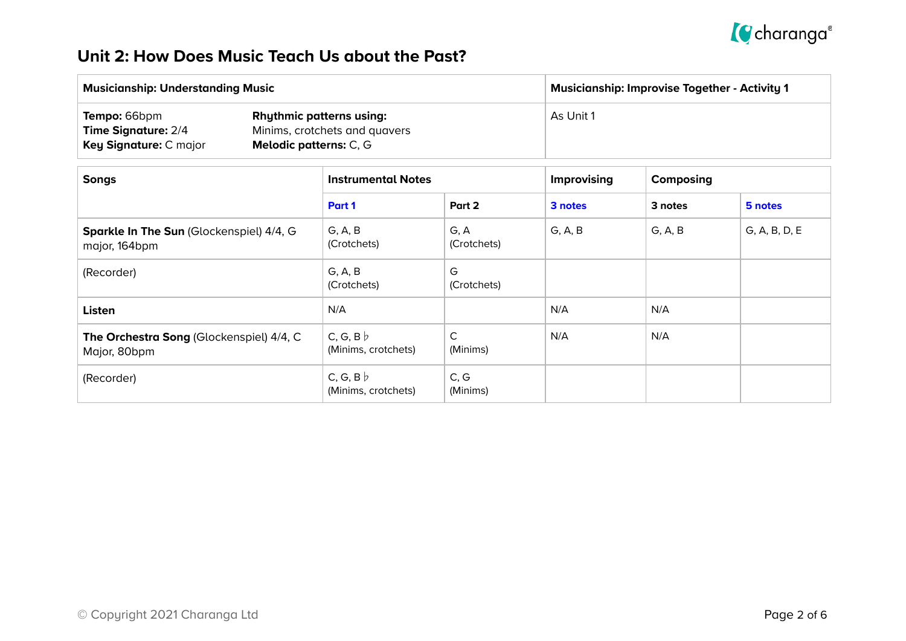# Unit 2: How Does Music Teach Us about the Past?

| Musicianship: Understanding Music | | Musicianship: Improvise Together - Activity 1 |
|---|---|---|
| **Tempo:** 66bpm<br>**Time Signature:** 2/4<br>**Key Signature:** C major | **Rhythmic patterns using:**<br>Minims, crotchets and quavers<br>**Melodic patterns:** C, G | As Unit 1 |

| Songs | Instrumental Notes | | Improvising | Composing | |
|---|---|---|---|---|---|
| | **Part 1** | **Part 2** | **3 notes** | **3 notes** | **5 notes** |
| **Sparkle In The Sun** (Glockenspiel) 4/4, G major, 164bpm | G, A, B (Crotchets) | G, A (Crotchets) | G, A, B | G, A, B | G, A, B, D, E |
| (Recorder) | G, A, B (Crotchets) | G (Crotchets) | | | |
| **Listen** | N/A | | N/A | N/A | |
| **The Orchestra Song** (Glockenspiel) 4/4, C Major, 80bpm | C, G, B♭ (Minims, crotchets) | C (Minims) | N/A | N/A | |
| (Recorder) | C, G, B♭ (Minims, crotchets) | C, G (Minims) | | | |

© Copyright 2021 Charanga Ltd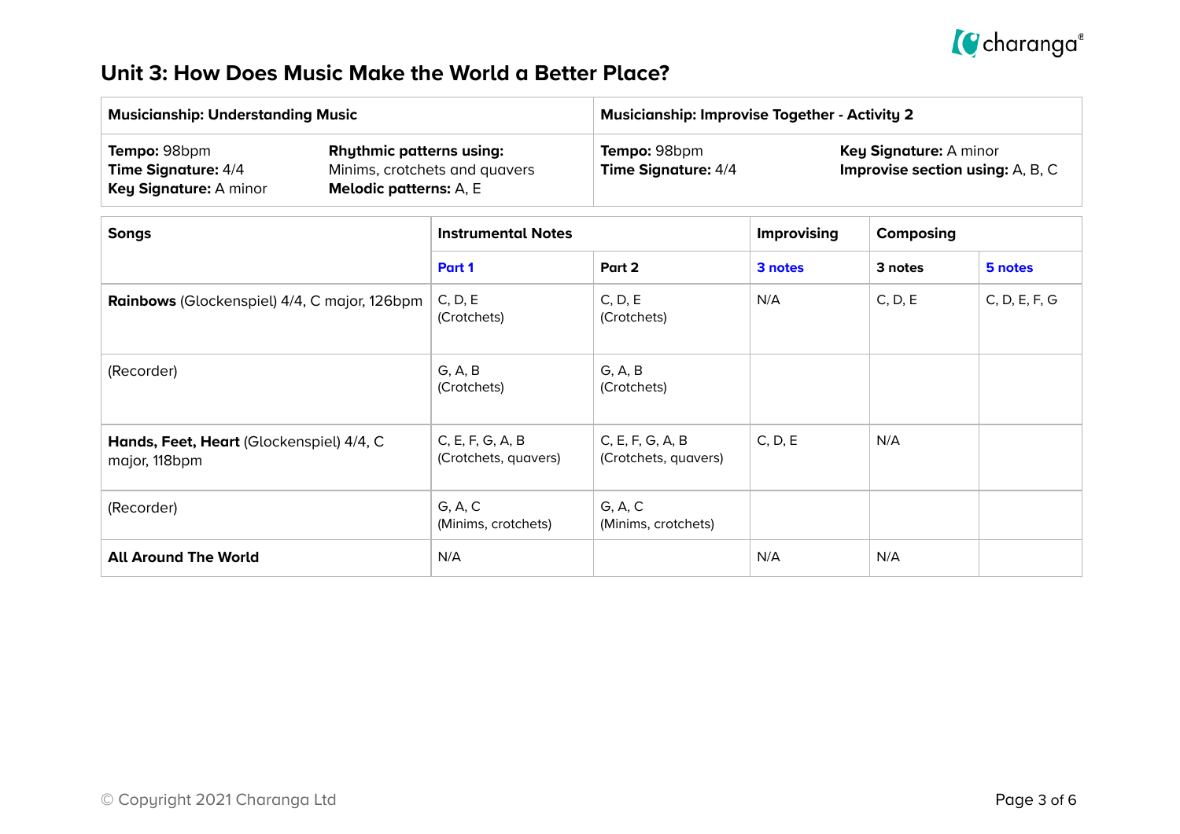# Unit 3: How Does Music Make the World a Better Place?

| **Musicianship: Understanding Music** | | **Musicianship: Improvise Together - Activity 2** | |
|---|---|---|---|
| **Tempo:** 98bpm<br>**Time Signature:** 4/4<br>**Key Signature:** A minor | **Rhythmic patterns using:**<br>Minims, crotchets and quavers<br>**Melodic patterns:** A, E | **Tempo:** 98bpm<br>**Time Signature:** 4/4 | **Key Signature:** A minor<br>**Improvise section using:** A, B, C |

| **Songs** | **Instrumental Notes** | | **Improvising** | **Composing** | |
|---|---|---|---|---|---|
| | **Part 1** | **Part 2** | **3 notes** | **3 notes** | **5 notes** |
| **Rainbows** (Glockenspiel) 4/4, C major, 126bpm | C, D, E<br>(Crotchets) | C, D, E<br>(Crotchets) | N/A | C, D, E | C, D, E, F, G |
| (Recorder) | G, A, B<br>(Crotchets) | G, A, B<br>(Crotchets) | | | |
| **Hands, Feet, Heart** (Glockenspiel) 4/4, C major, 118bpm | C, E, F, G, A, B<br>(Crotchets, quavers) | C, E, F, G, A, B<br>(Crotchets, quavers) | C, D, E | N/A | |
| (Recorder) | G, A, C<br>(Minims, crotchets) | G, A, C<br>(Minims, crotchets) | | | |
| **All Around The World** | N/A | | N/A | N/A | |

© Copyright 2021 Charanga Ltd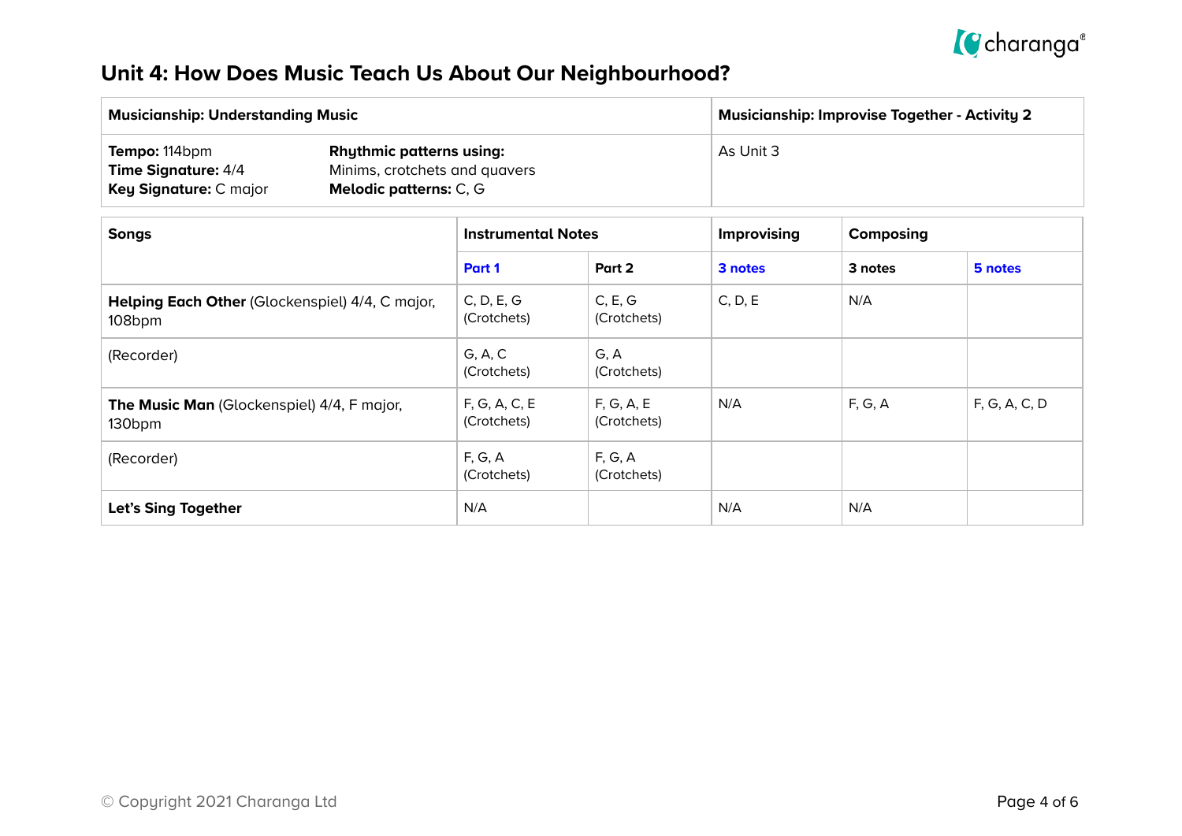# Unit 4: How Does Music Teach Us About Our Neighbourhood?

| Musicianship: Understanding Music | | Musicianship: Improvise Together - Activity 2 |
|---|---|---|
| **Tempo:** 114bpm<br>**Time Signature:** 4/4<br>**Key Signature:** C major | **Rhythmic patterns using:**<br>Minims, crotchets and quavers<br>**Melodic patterns:** C, G | As Unit 3 |

| Songs | Instrumental Notes | | Improvising | Composing | |
|---|---|---|---|---|---|
| | Part 1 | Part 2 | 3 notes | 3 notes | 5 notes |
| **Helping Each Other** (Glockenspiel) 4/4, C major, 108bpm | C, D, E, G (Crotchets) | C, E, G (Crotchets) | C, D, E | N/A | |
| (Recorder) | G, A, C (Crotchets) | G, A (Crotchets) | | | |
| **The Music Man** (Glockenspiel) 4/4, F major, 130bpm | F, G, A, C, E (Crotchets) | F, G, A, E (Crotchets) | N/A | F, G, A | F, G, A, C, D |
| (Recorder) | F, G, A (Crotchets) | F, G, A (Crotchets) | | | |
| **Let's Sing Together** | N/A | | N/A | N/A | |

© Copyright 2021 Charanga Ltd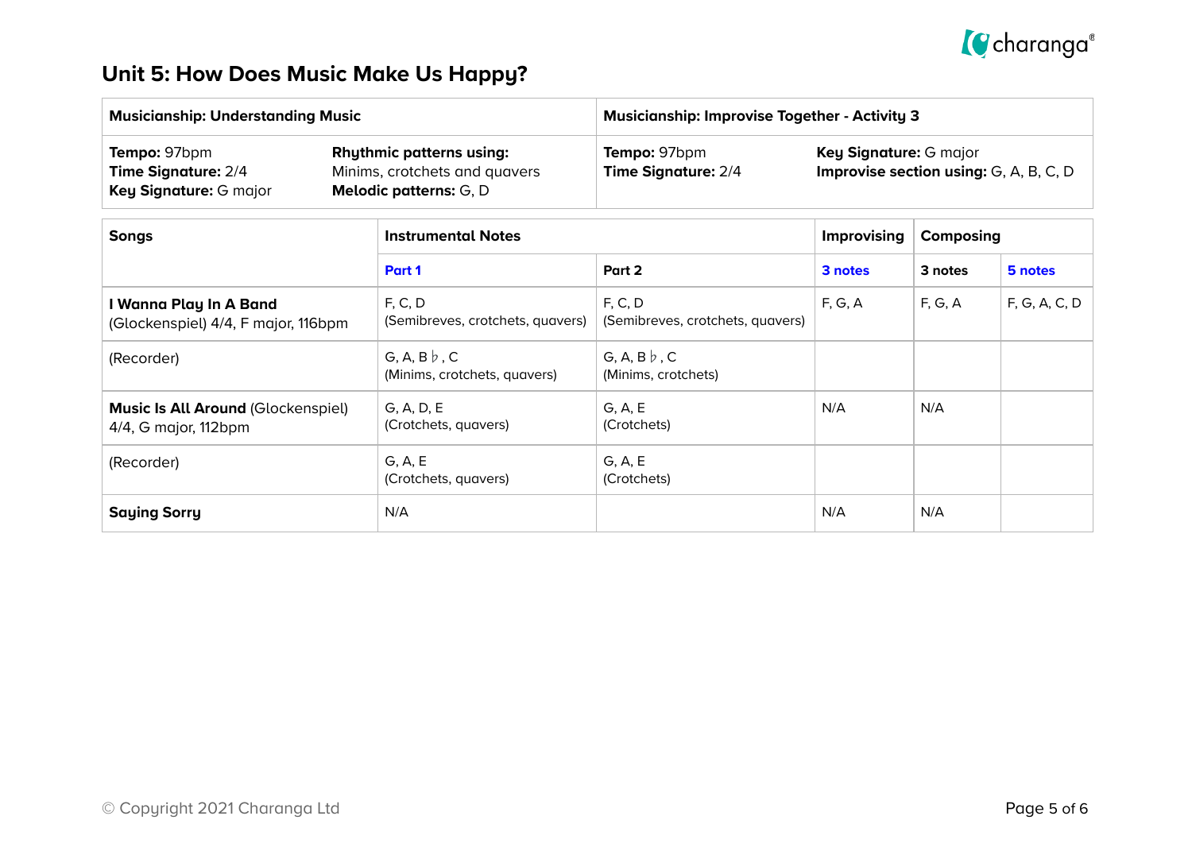# Unit 5: How Does Music Make Us Happy?

| **Musicianship: Understanding Music** | | **Musicianship: Improvise Together - Activity 3** | |
|---|---|---|---|
| **Tempo:** 97bpm<br>**Time Signature:** 2/4<br>**Key Signature:** G major | **Rhythmic patterns using:**<br>Minims, crotchets and quavers<br>**Melodic patterns:** G, D | **Tempo:** 97bpm<br>**Time Signature:** 2/4 | **Key Signature:** G major<br>**Improvise section using:** G, A, B, C, D |

| **Songs** | **Instrumental Notes** | | **Improvising** | **Composing** | |
|---|---|---|---|---|---|
| | **Part 1** | **Part 2** | **3 notes** | **3 notes** | **5 notes** |
| **I Wanna Play In A Band** (Glockenspiel) 4/4, F major, 116bpm | F, C, D (Semibreves, crotchets, quavers) | F, C, D (Semibreves, crotchets, quavers) | F, G, A | F, G, A | F, G, A, C, D |
| (Recorder) | G, A, B♭, C (Minims, crotchets, quavers) | G, A, B♭, C (Minims, crotchets) | | | |
| **Music Is All Around** (Glockenspiel) 4/4, G major, 112bpm | G, A, D, E (Crotchets, quavers) | G, A, E (Crotchets) | N/A | N/A | |
| (Recorder) | G, A, E (Crotchets, quavers) | G, A, E (Crotchets) | | | |
| **Saying Sorry** | N/A | | N/A | N/A | |

© Copyright 2021 Charanga Ltd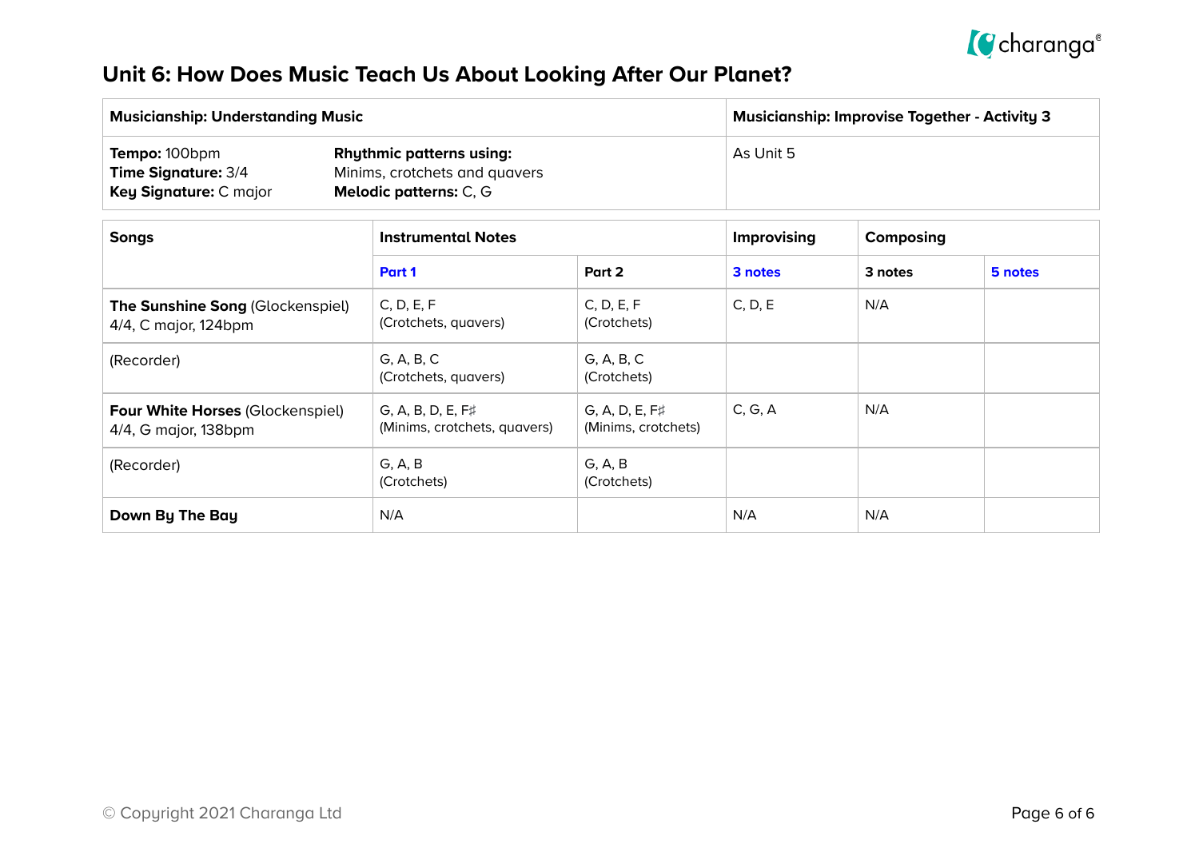# Unit 6: How Does Music Teach Us About Looking After Our Planet?

| Musicianship: Understanding Music | | Musicianship: Improvise Together - Activity 3 |
| --- | --- | --- |
| **Tempo:** 100bpm<br>**Time Signature:** 3/4<br>**Key Signature:** C major | **Rhythmic patterns using:**<br>Minims, crotchets and quavers<br>**Melodic patterns:** C, G | As Unit 5 |

| Songs | Instrumental Notes | | Improvising | Composing | |
| --- | --- | --- | --- | --- | --- |
| | Part 1 | Part 2 | 3 notes | 3 notes | 5 notes |
| **The Sunshine Song** (Glockenspiel)<br>4/4, C major, 124bpm | C, D, E, F<br>(Crotchets, quavers) | C, D, E, F<br>(Crotchets) | C, D, E | N/A | |
| (Recorder) | G, A, B, C<br>(Crotchets, quavers) | G, A, B, C<br>(Crotchets) | | | |
| **Four White Horses** (Glockenspiel)<br>4/4, G major, 138bpm | G, A, B, D, E, F♯<br>(Minims, crotchets, quavers) | G, A, D, E, F♯<br>(Minims, crotchets) | C, G, A | N/A | |
| (Recorder) | G, A, B<br>(Crotchets) | G, A, B<br>(Crotchets) | | | |
| **Down By The Bay** | N/A | | N/A | N/A | |

© Copyright 2021 Charanga Ltd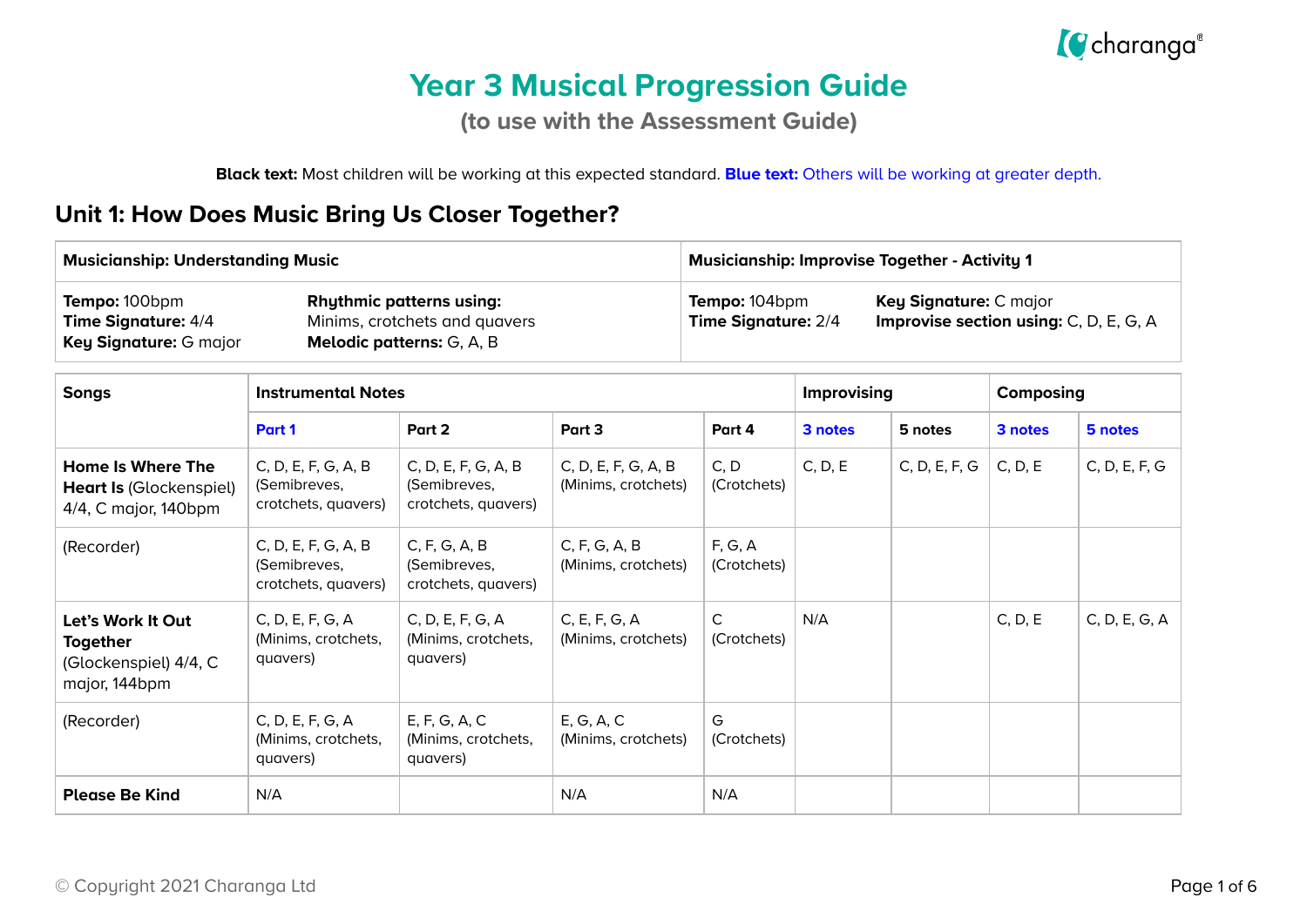# Year 3 Musical Progression Guide

## (to use with the Assessment Guide)

**Black text:** Most children will be working at this expected standard. **Blue text:** Others will be working at greater depth.

## Unit 1: How Does Music Bring Us Closer Together?

| Musicianship: Understanding Music | | Musicianship: Improvise Together - Activity 1 | |
|---|---|---|---|
| **Tempo:** 100bpm<br>**Time Signature:** 4/4<br>**Key Signature:** G major | **Rhythmic patterns using:** Minims, crotchets and quavers<br>**Melodic patterns:** G, A, B | **Tempo:** 104bpm<br>**Time Signature:** 2/4 | **Key Signature:** C major<br>**Improvise section using:** C, D, E, G, A |

| Songs | Instrumental Notes | | | | Improvising | | Composing | |
|---|---|---|---|---|---|---|---|---|
| | Part 1 | Part 2 | Part 3 | Part 4 | 3 notes | 5 notes | 3 notes | 5 notes |
| **Home Is Where The Heart Is** (Glockenspiel) 4/4, C major, 140bpm | C, D, E, F, G, A, B (Semibreves, crotchets, quavers) | C, D, E, F, G, A, B (Semibreves, crotchets, quavers) | C, D, E, F, G, A, B (Minims, crotchets) | C, D (Crotchets) | C, D, E | C, D, E, F, G | C, D, E | C, D, E, F, G |
| (Recorder) | C, D, E, F, G, A, B (Semibreves, crotchets, quavers) | C, F, G, A, B (Semibreves, crotchets, quavers) | C, F, G, A, B (Minims, crotchets) | F, G, A (Crotchets) | | | | |
| **Let's Work It Out Together** (Glockenspiel) 4/4, C major, 144bpm | C, D, E, F, G, A (Minims, crotchets, quavers) | C, D, E, F, G, A (Minims, crotchets, quavers) | C, E, F, G, A (Minims, crotchets) | C (Crotchets) | N/A | | C, D, E | C, D, E, G, A |
| (Recorder) | C, D, E, F, G, A (Minims, crotchets, quavers) | E, F, G, A, C (Minims, crotchets, quavers) | E, G, A, C (Minims, crotchets) | G (Crotchets) | | | | |
| **Please Be Kind** | N/A | | N/A | N/A | | | | |

© Copyright 2021 Charanga Ltd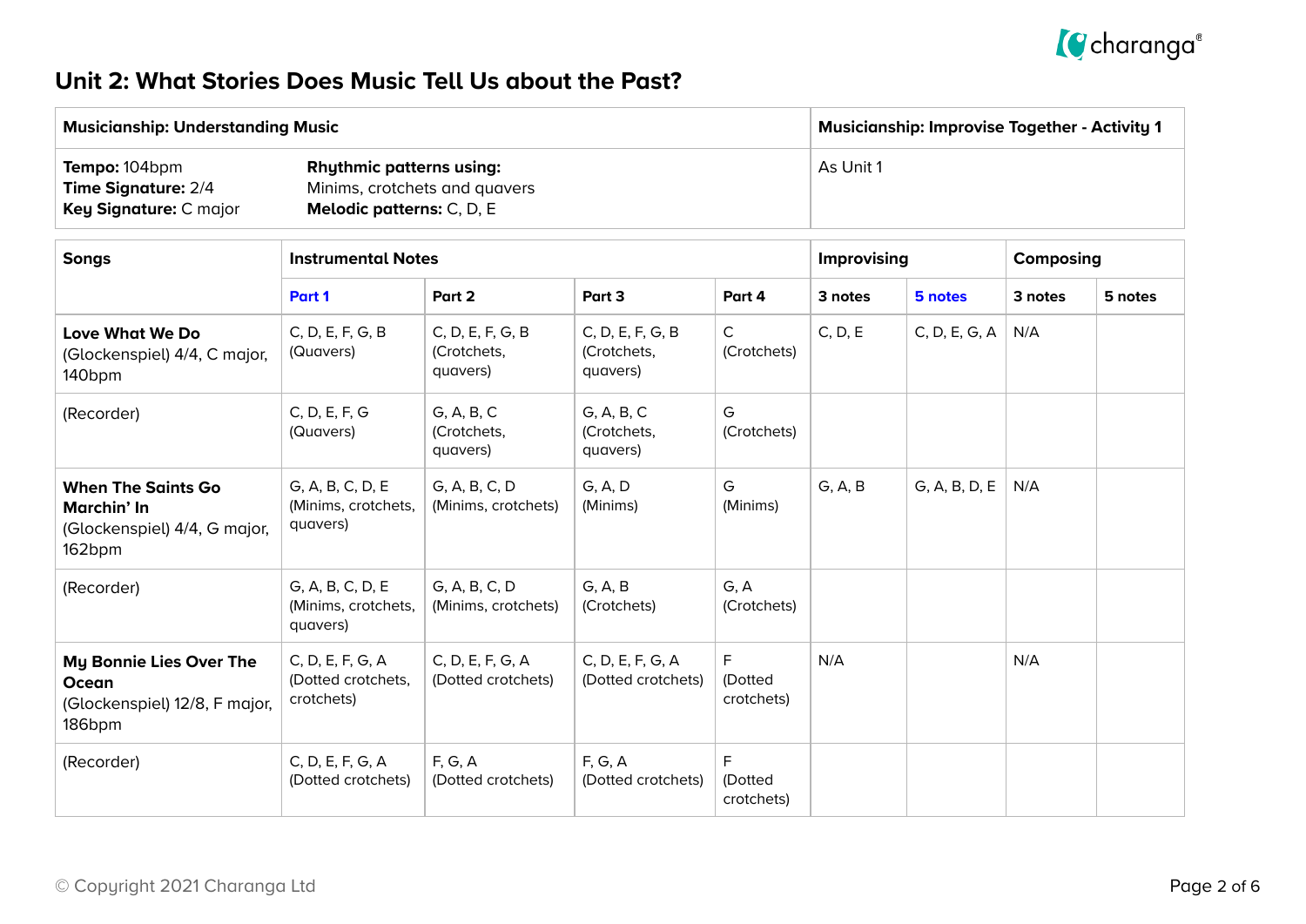## Unit 2: What Stories Does Music Tell Us about the Past?

| Musicianship: Understanding Music | | Musicianship: Improvise Together - Activity 1 |
|---|---|---|
| **Tempo:** 104bpm<br>**Time Signature:** 2/4<br>**Key Signature:** C major | **Rhythmic patterns using:**<br>Minims, crotchets and quavers<br>**Melodic patterns:** C, D, E | As Unit 1 |

| Songs | Instrumental Notes | | | | Improvising | | Composing | |
|---|---|---|---|---|---|---|---|---|
| | Part 1 | Part 2 | Part 3 | Part 4 | 3 notes | 5 notes | 3 notes | 5 notes |
| **Love What We Do**<br>(Glockenspiel) 4/4, C major, 140bpm | C, D, E, F, G, B<br>(Quavers) | C, D, E, F, G, B<br>(Crotchets, quavers) | C, D, E, F, G, B<br>(Crotchets, quavers) | C<br>(Crotchets) | C, D, E | C, D, E, G, A | N/A | |
| (Recorder) | C, D, E, F, G<br>(Quavers) | G, A, B, C<br>(Crotchets, quavers) | G, A, B, C<br>(Crotchets, quavers) | G<br>(Crotchets) | | | | |
| **When The Saints Go Marchin' In**<br>(Glockenspiel) 4/4, G major, 162bpm | G, A, B, C, D, E<br>(Minims, crotchets, quavers) | G, A, B, C, D<br>(Minims, crotchets) | G, A, D<br>(Minims) | G<br>(Minims) | G, A, B | G, A, B, D, E | N/A | |
| (Recorder) | G, A, B, C, D, E<br>(Minims, crotchets, quavers) | G, A, B, C, D<br>(Minims, crotchets) | G, A, B<br>(Crotchets) | G, A<br>(Crotchets) | | | | |
| **My Bonnie Lies Over The Ocean**<br>(Glockenspiel) 12/8, F major, 186bpm | C, D, E, F, G, A<br>(Dotted crotchets, crotchets) | C, D, E, F, G, A<br>(Dotted crotchets) | C, D, E, F, G, A<br>(Dotted crotchets) | F<br>(Dotted crotchets) | N/A | | N/A | |
| (Recorder) | C, D, E, F, G, A<br>(Dotted crotchets) | F, G, A<br>(Dotted crotchets) | F, G, A<br>(Dotted crotchets) | F<br>(Dotted crotchets) | | | | |

© Copyright 2021 Charanga Ltd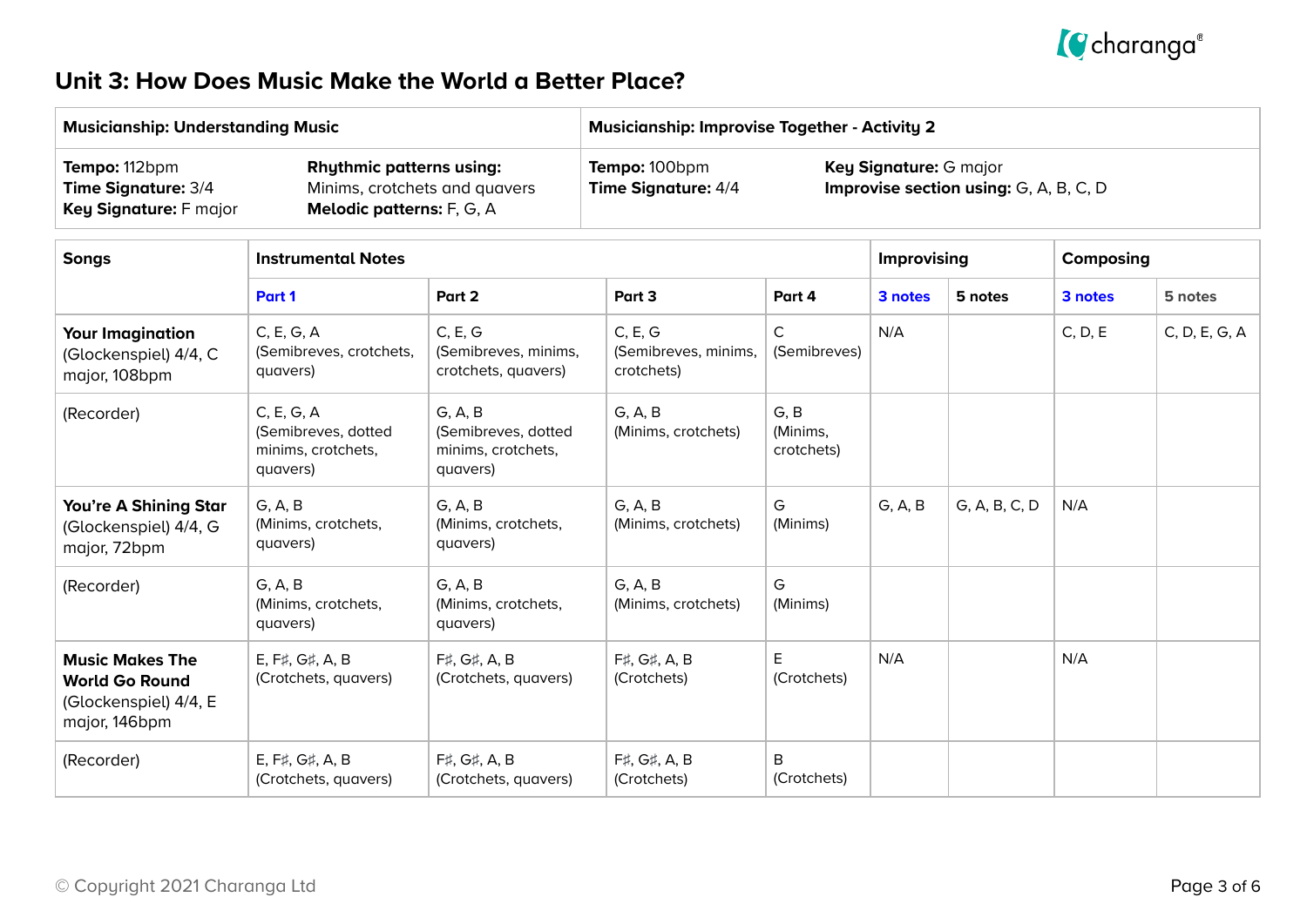# Unit 3: How Does Music Make the World a Better Place?

| Musicianship: Understanding Music | | Musicianship: Improvise Together - Activity 2 | |
|---|---|---|---|
| **Tempo:** 112bpm<br>**Time Signature:** 3/4<br>**Key Signature:** F major | **Rhythmic patterns using:** Minims, crotchets and quavers<br>**Melodic patterns:** F, G, A | **Tempo:** 100bpm<br>**Time Signature:** 4/4 | **Key Signature:** G major<br>**Improvise section using:** G, A, B, C, D |

| Songs | Instrumental Notes | | | | Improvising | | Composing | |
|---|---|---|---|---|---|---|---|---|
| | Part 1 | Part 2 | Part 3 | Part 4 | 3 notes | 5 notes | 3 notes | 5 notes |
| **Your Imagination** (Glockenspiel) 4/4, C major, 108bpm | C, E, G, A (Semibreves, crotchets, quavers) | C, E, G (Semibreves, minims, crotchets, quavers) | C, E, G (Semibreves, minims, crotchets) | C (Semibreves) | N/A | | C, D, E | C, D, E, G, A |
| (Recorder) | C, E, G, A (Semibreves, dotted minims, crotchets, quavers) | G, A, B (Semibreves, dotted minims, crotchets, quavers) | G, A, B (Minims, crotchets) | G, B (Minims, crotchets) | | | | |
| **You're A Shining Star** (Glockenspiel) 4/4, G major, 72bpm | G, A, B (Minims, crotchets, quavers) | G, A, B (Minims, crotchets, quavers) | G, A, B (Minims, crotchets) | G (Minims) | G, A, B | G, A, B, C, D | N/A | |
| (Recorder) | G, A, B (Minims, crotchets, quavers) | G, A, B (Minims, crotchets, quavers) | G, A, B (Minims, crotchets) | G (Minims) | | | | |
| **Music Makes The World Go Round** (Glockenspiel) 4/4, E major, 146bpm | E, F♯, G♯, A, B (Crotchets, quavers) | F♯, G♯, A, B (Crotchets, quavers) | F♯, G♯, A, B (Crotchets) | E (Crotchets) | N/A | | N/A | |
| (Recorder) | E, F♯, G♯, A, B (Crotchets, quavers) | F♯, G♯, A, B (Crotchets, quavers) | F♯, G♯, A, B (Crotchets) | B (Crotchets) | | | | |

© Copyright 2021 Charanga Ltd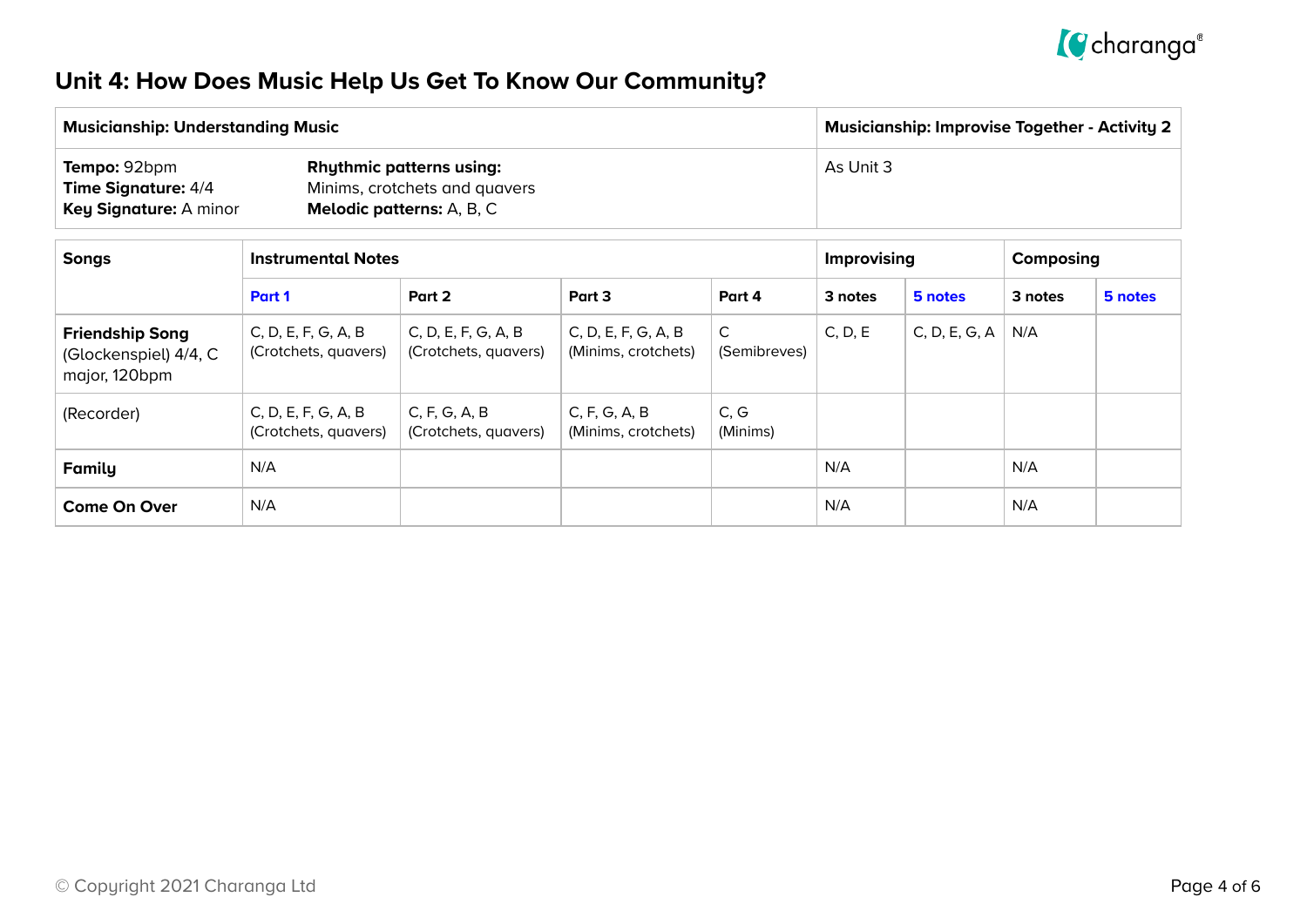## Unit 4: How Does Music Help Us Get To Know Our Community?

| Musicianship: Understanding Music | | Musicianship: Improvise Together - Activity 2 |
|---|---|---|
| **Tempo:** 92bpm<br>**Time Signature:** 4/4<br>**Key Signature:** A minor | **Rhythmic patterns using:**<br>Minims, crotchets and quavers<br>**Melodic patterns:** A, B, C | As Unit 3 |

| Songs | Instrumental Notes | | | | Improvising | | Composing | |
|---|---|---|---|---|---|---|---|---|
| | Part 1 | Part 2 | Part 3 | Part 4 | 3 notes | 5 notes | 3 notes | 5 notes |
| **Friendship Song** (Glockenspiel) 4/4, C major, 120bpm | C, D, E, F, G, A, B (Crotchets, quavers) | C, D, E, F, G, A, B (Crotchets, quavers) | C, D, E, F, G, A, B (Minims, crotchets) | C (Semibreves) | C, D, E | C, D, E, G, A | N/A | |
| (Recorder) | C, D, E, F, G, A, B (Crotchets, quavers) | C, F, G, A, B (Crotchets, quavers) | C, F, G, A, B (Minims, crotchets) | C, G (Minims) | | | | |
| **Family** | N/A | | | | N/A | | N/A | |
| **Come On Over** | N/A | | | | N/A | | N/A | |

© Copyright 2021 Charanga Ltd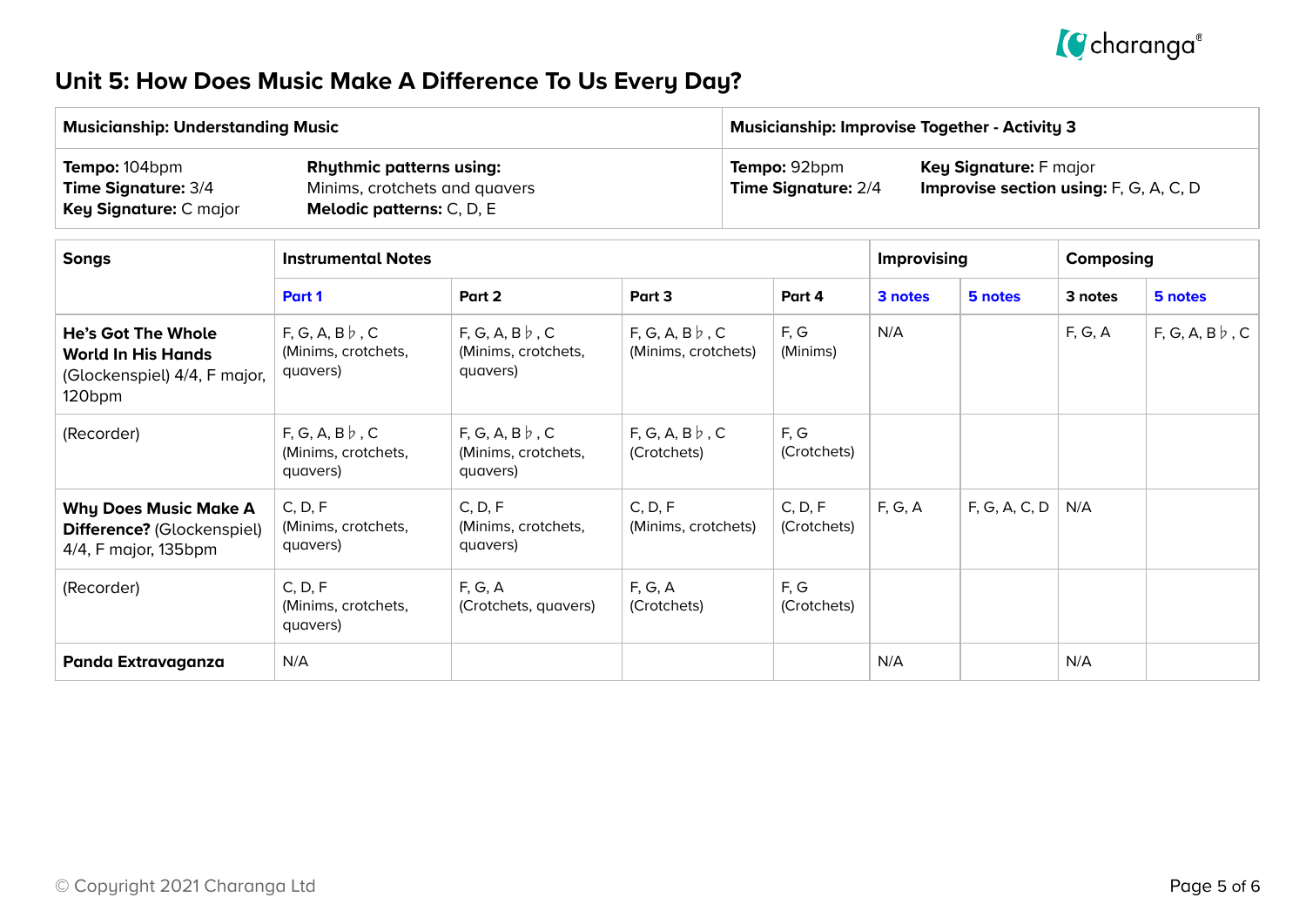## Unit 5: How Does Music Make A Difference To Us Every Day?

| Musicianship: Understanding Music | | Musicianship: Improvise Together - Activity 3 | |
|---|---|---|---|
| **Tempo:** 104bpm<br>**Time Signature:** 3/4<br>**Key Signature:** C major | **Rhythmic patterns using:**<br>Minims, crotchets and quavers<br>**Melodic patterns:** C, D, E | **Tempo:** 92bpm<br>**Time Signature:** 2/4 | **Key Signature:** F major<br>**Improvise section using:** F, G, A, C, D |

| Songs | Instrumental Notes | | | | Improvising | | Composing | |
|---|---|---|---|---|---|---|---|---|
| | Part 1 | Part 2 | Part 3 | Part 4 | 3 notes | 5 notes | 3 notes | 5 notes |
| **He's Got The Whole World In His Hands** (Glockenspiel) 4/4, F major, 120bpm | F, G, A, B♭, C (Minims, crotchets, quavers) | F, G, A, B♭, C (Minims, crotchets, quavers) | F, G, A, B♭, C (Minims, crotchets) | F, G (Minims) | N/A | | F, G, A | F, G, A, B♭, C |
| (Recorder) | F, G, A, B♭, C (Minims, crotchets, quavers) | F, G, A, B♭, C (Minims, crotchets, quavers) | F, G, A, B♭, C (Crotchets) | F, G (Crotchets) | | | | |
| **Why Does Music Make A Difference?** (Glockenspiel) 4/4, F major, 135bpm | C, D, F (Minims, crotchets, quavers) | C, D, F (Minims, crotchets, quavers) | C, D, F (Minims, crotchets) | C, D, F (Crotchets) | F, G, A | F, G, A, C, D | N/A | |
| (Recorder) | C, D, F (Minims, crotchets, quavers) | F, G, A (Crotchets, quavers) | F, G, A (Crotchets) | F, G (Crotchets) | | | | |
| **Panda Extravaganza** | N/A | | | | N/A | | N/A | |

© Copyright 2021 Charanga Ltd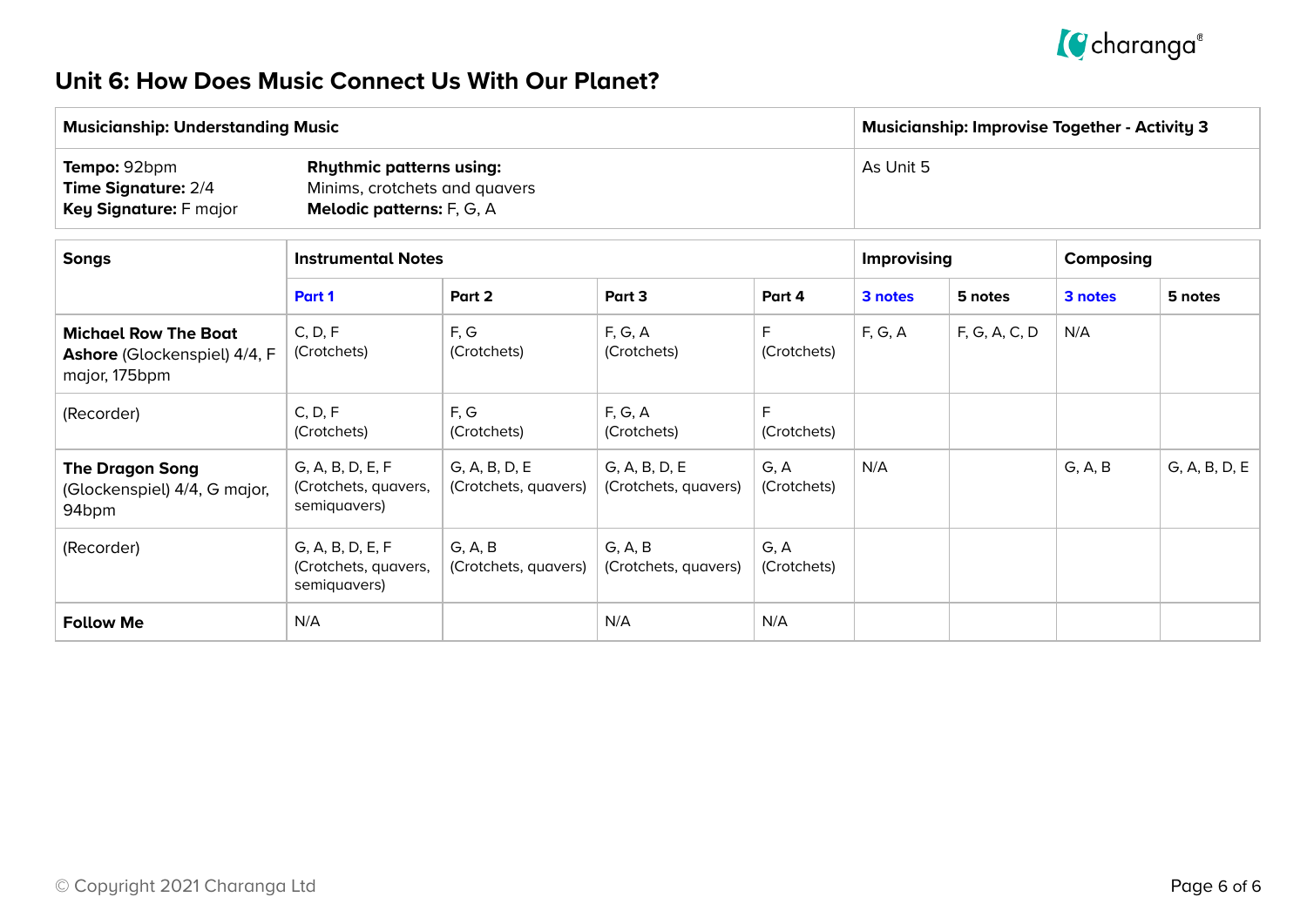## Unit 6: How Does Music Connect Us With Our Planet?

| **Musicianship: Understanding Music** | | **Musicianship: Improvise Together - Activity 3** |
|---|---|---|
| **Tempo:** 92bpm<br>**Time Signature:** 2/4<br>**Key Signature:** F major | **Rhythmic patterns using:**<br>Minims, crotchets and quavers<br>**Melodic patterns:** F, G, A | As Unit 5 |

| **Songs** | **Instrumental Notes** | | | | **Improvising** | | **Composing** | |
|---|---|---|---|---|---|---|---|---|
| | **Part 1** | **Part 2** | **Part 3** | **Part 4** | **3 notes** | **5 notes** | **3 notes** | **5 notes** |
| **Michael Row The Boat Ashore** (Glockenspiel) 4/4, F major, 175bpm | C, D, F (Crotchets) | F, G (Crotchets) | F, G, A (Crotchets) | F (Crotchets) | F, G, A | F, G, A, C, D | N/A | |
| (Recorder) | C, D, F (Crotchets) | F, G (Crotchets) | F, G, A (Crotchets) | F (Crotchets) | | | | |
| **The Dragon Song** (Glockenspiel) 4/4, G major, 94bpm | G, A, B, D, E, F (Crotchets, quavers, semiquavers) | G, A, B, D, E (Crotchets, quavers) | G, A, B, D, E (Crotchets, quavers) | G, A (Crotchets) | N/A | | G, A, B | G, A, B, D, E |
| (Recorder) | G, A, B, D, E, F (Crotchets, quavers, semiquavers) | G, A, B (Crotchets, quavers) | G, A, B (Crotchets, quavers) | G, A (Crotchets) | | | | |
| **Follow Me** | N/A | | N/A | N/A | | | | |

© Copyright 2021 Charanga Ltd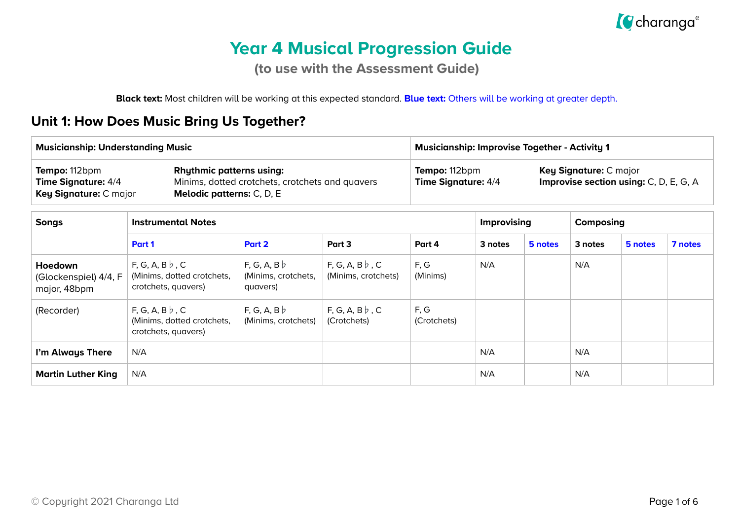# Year 4 Musical Progression Guide

## (to use with the Assessment Guide)

**Black text:** Most children will be working at this expected standard. **Blue text:** Others will be working at greater depth.

## Unit 1: How Does Music Bring Us Together?

| Musicianship: Understanding Music | | Musicianship: Improvise Together - Activity 1 | |
|---|---|---|---|
| **Tempo:** 112bpm<br>**Time Signature:** 4/4<br>**Key Signature:** C major | **Rhythmic patterns using:**<br>Minims, dotted crotchets, crotchets and quavers<br>**Melodic patterns:** C, D, E | **Tempo:** 112bpm<br>**Time Signature:** 4/4 | **Key Signature:** C major<br>**Improvise section using:** C, D, E, G, A |

| Songs | Instrumental Notes | | | | Improvising | | Composing | | |
|---|---|---|---|---|---|---|---|---|---|
| | **Part 1** | **Part 2** | Part 3 | Part 4 | 3 notes | **5 notes** | 3 notes | **5 notes** | **7 notes** |
| **Hoedown** (Glockenspiel) 4/4, F major, 48bpm | F, G, A, B♭, C (Minims, dotted crotchets, crotchets, quavers) | F, G, A, B♭ (Minims, crotchets, quavers) | F, G, A, B♭, C (Minims, crotchets) | F, G (Minims) | N/A | | N/A | | |
| (Recorder) | F, G, A, B♭, C (Minims, dotted crotchets, crotchets, quavers) | F, G, A, B♭ (Minims, crotchets) | F, G, A, B♭, C (Crotchets) | F, G (Crotchets) | | | | | |
| **I'm Always There** | N/A | | | | N/A | | N/A | | |
| **Martin Luther King** | N/A | | | | N/A | | N/A | | |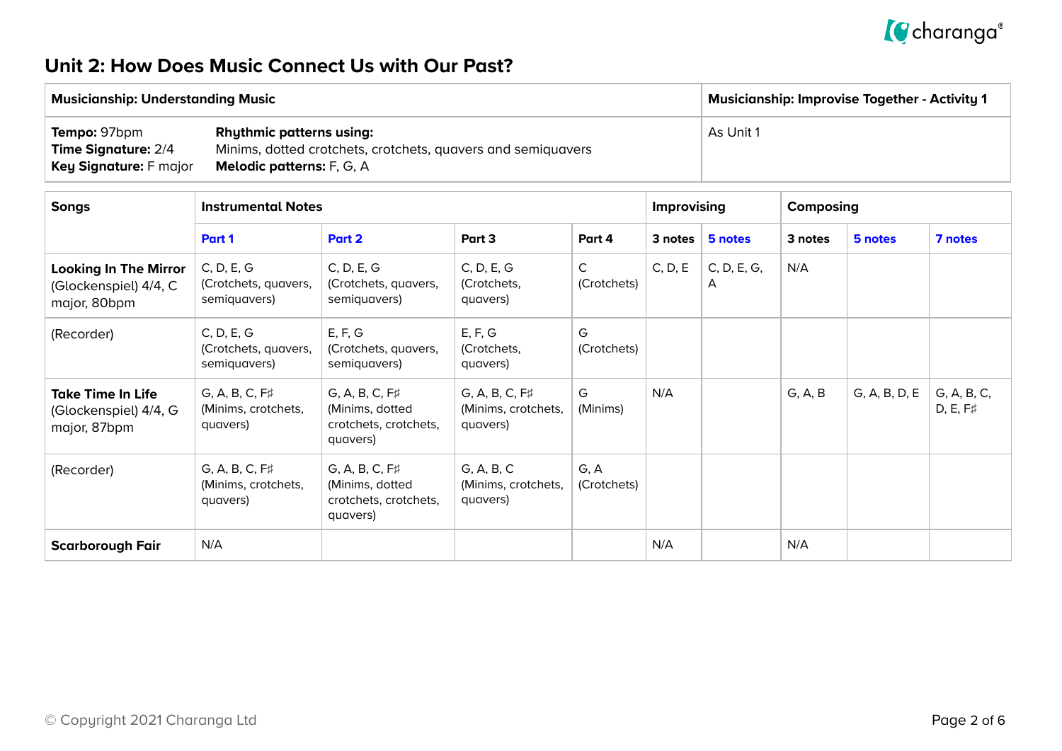## Unit 2: How Does Music Connect Us with Our Past?

| Musicianship: Understanding Music | | Musicianship: Improvise Together - Activity 1 |
|---|---|---|
| **Tempo:** 97bpm<br>**Time Signature:** 2/4<br>**Key Signature:** F major | **Rhythmic patterns using:**<br>Minims, dotted crotchets, crotchets, quavers and semiquavers<br>**Melodic patterns:** F, G, A | As Unit 1 |

| Songs | Instrumental Notes | | | | Improvising | | Composing | | |
|---|---|---|---|---|---|---|---|---|---|
| | Part 1 | Part 2 | Part 3 | Part 4 | 3 notes | 5 notes | 3 notes | 5 notes | 7 notes |
| **Looking In The Mirror** (Glockenspiel) 4/4, C major, 80bpm | C, D, E, G (Crotchets, quavers, semiquavers) | C, D, E, G (Crotchets, quavers, semiquavers) | C, D, E, G (Crotchets, quavers) | C (Crotchets) | C, D, E | C, D, E, G, A | N/A | | |
| (Recorder) | C, D, E, G (Crotchets, quavers, semiquavers) | E, F, G (Crotchets, quavers, semiquavers) | E, F, G (Crotchets, quavers) | G (Crotchets) | | | | | |
| **Take Time In Life** (Glockenspiel) 4/4, G major, 87bpm | G, A, B, C, F♯ (Minims, crotchets, quavers) | G, A, B, C, F♯ (Minims, dotted crotchets, crotchets, quavers) | G, A, B, C, F♯ (Minims, crotchets, quavers) | G (Minims) | N/A | | G, A, B | G, A, B, D, E | G, A, B, C, D, E, F♯ |
| (Recorder) | G, A, B, C, F♯ (Minims, crotchets, quavers) | G, A, B, C, F♯ (Minims, dotted crotchets, crotchets, quavers) | G, A, B, C (Minims, crotchets, quavers) | G, A (Crotchets) | | | | | |
| **Scarborough Fair** | N/A | | | | N/A | | N/A | | |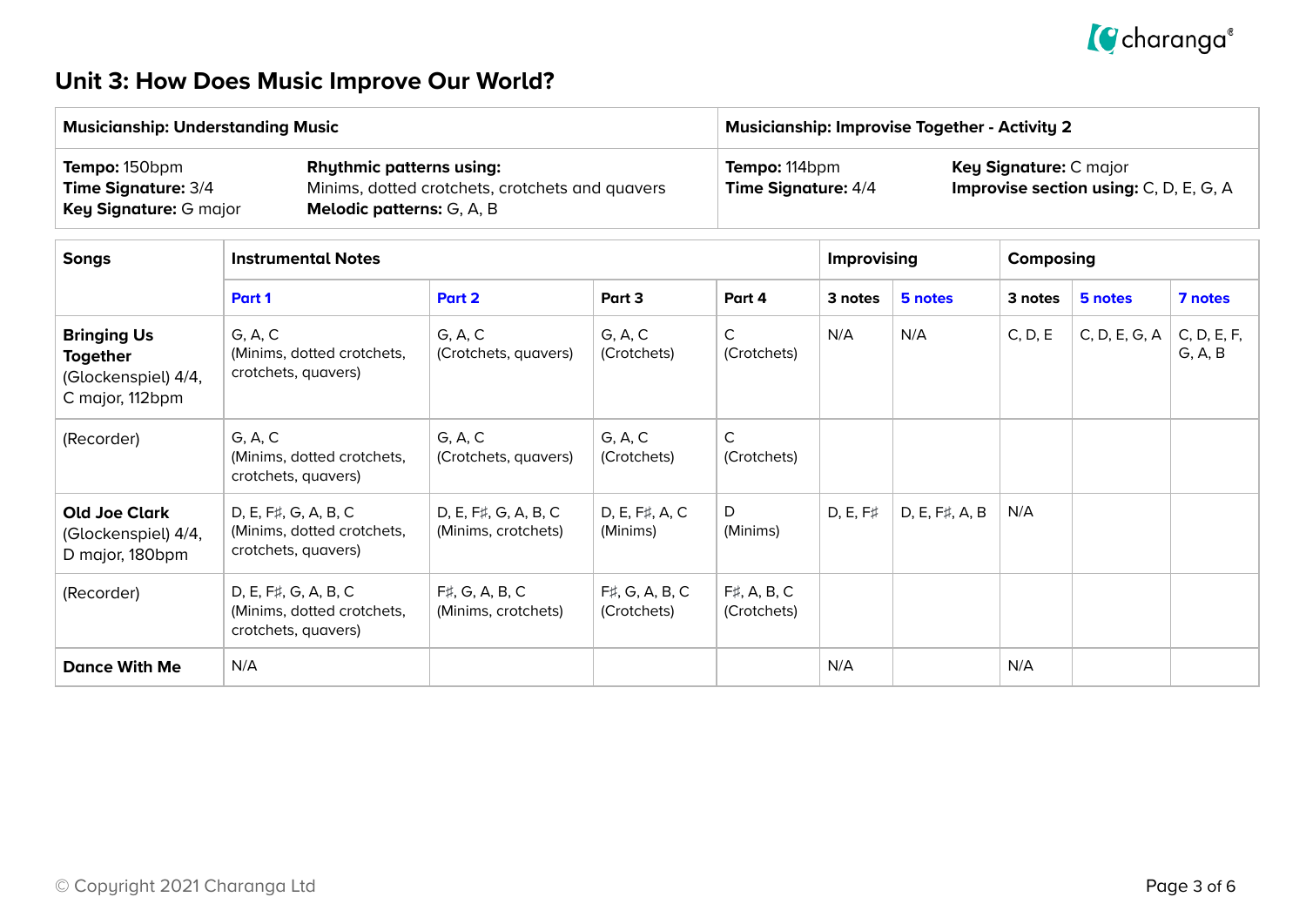# Unit 3: How Does Music Improve Our World?

| Musicianship: Understanding Music | | Musicianship: Improvise Together - Activity 2 | |
|---|---|---|---|
| **Tempo:** 150bpm<br>**Time Signature:** 3/4<br>**Key Signature:** G major | **Rhythmic patterns using:**<br>Minims, dotted crotchets, crotchets and quavers<br>**Melodic patterns:** G, A, B | **Tempo:** 114bpm<br>**Time Signature:** 4/4 | **Key Signature:** C major<br>**Improvise section using:** C, D, E, G, A |

| Songs | Instrumental Notes | | | | Improvising | | Composing | | |
|---|---|---|---|---|---|---|---|---|---|
| | Part 1 | Part 2 | Part 3 | Part 4 | 3 notes | 5 notes | 3 notes | 5 notes | 7 notes |
| **Bringing Us Together** (Glockenspiel) 4/4, C major, 112bpm | G, A, C (Minims, dotted crotchets, crotchets, quavers) | G, A, C (Crotchets, quavers) | G, A, C (Crotchets) | C (Crotchets) | N/A | N/A | C, D, E | C, D, E, G, A | C, D, E, F, G, A, B |
| (Recorder) | G, A, C (Minims, dotted crotchets, crotchets, quavers) | G, A, C (Crotchets, quavers) | G, A, C (Crotchets) | C (Crotchets) | | | | | |
| **Old Joe Clark** (Glockenspiel) 4/4, D major, 180bpm | D, E, F♯, G, A, B, C (Minims, dotted crotchets, crotchets, quavers) | D, E, F♯, G, A, B, C (Minims, crotchets) | D, E, F♯, A, C (Minims) | D (Minims) | D, E, F♯ | D, E, F♯, A, B | N/A | | |
| (Recorder) | D, E, F♯, G, A, B, C (Minims, dotted crotchets, crotchets, quavers) | F♯, G, A, B, C (Minims, crotchets) | F♯, G, A, B, C (Crotchets) | F♯, A, B, C (Crotchets) | | | | | |
| **Dance With Me** | N/A | | | | N/A | | N/A | | |

© Copyright 2021 Charanga Ltd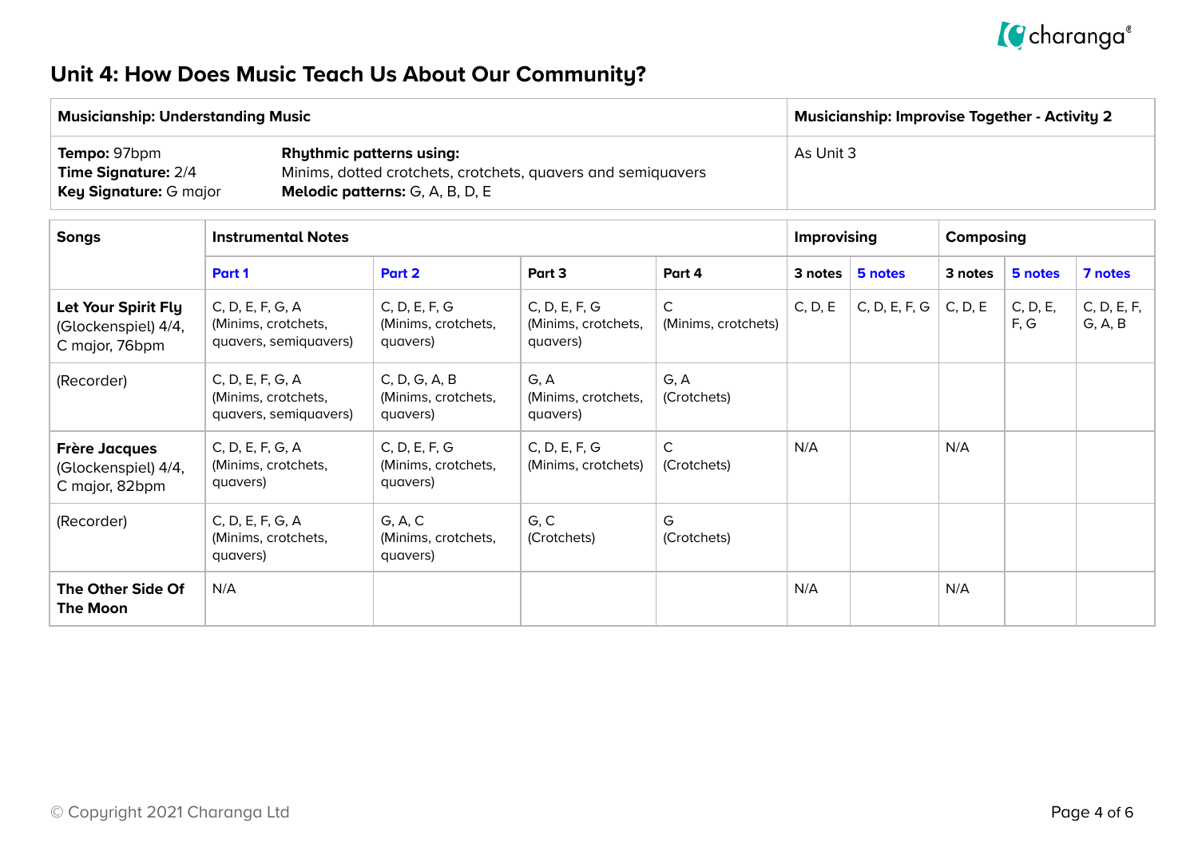# Unit 4: How Does Music Teach Us About Our Community?

| Musicianship: Understanding Music | | Musicianship: Improvise Together - Activity 2 |
|---|---|---|
| **Tempo:** 97bpm<br>**Time Signature:** 2/4<br>**Key Signature:** G major | **Rhythmic patterns using:**<br>Minims, dotted crotchets, crotchets, quavers and semiquavers<br>**Melodic patterns:** G, A, B, D, E | As Unit 3 |

| Songs | Instrumental Notes | | | | Improvising | | Composing | | |
|---|---|---|---|---|---|---|---|---|---|
| | Part 1 | Part 2 | Part 3 | Part 4 | 3 notes | 5 notes | 3 notes | 5 notes | 7 notes |
| **Let Your Spirit Fly** (Glockenspiel) 4/4, C major, 76bpm | C, D, E, F, G, A (Minims, crotchets, quavers, semiquavers) | C, D, E, F, G (Minims, crotchets, quavers) | C, D, E, F, G (Minims, crotchets, quavers) | C (Minims, crotchets) | C, D, E | C, D, E, F, G | C, D, E | C, D, E, F, G | C, D, E, F, G, A, B |
| (Recorder) | C, D, E, F, G, A (Minims, crotchets, quavers, semiquavers) | C, D, G, A, B (Minims, crotchets, quavers) | G, A (Minims, crotchets, quavers) | G, A (Crotchets) | | | | | |
| **Frère Jacques** (Glockenspiel) 4/4, C major, 82bpm | C, D, E, F, G, A (Minims, crotchets, quavers) | C, D, E, F, G (Minims, crotchets, quavers) | C, D, E, F, G (Minims, crotchets) | C (Crotchets) | N/A | | N/A | | |
| (Recorder) | C, D, E, F, G, A (Minims, crotchets, quavers) | G, A, C (Minims, crotchets, quavers) | G, C (Crotchets) | G (Crotchets) | | | | | |
| **The Other Side Of The Moon** | N/A | | | | N/A | | N/A | | |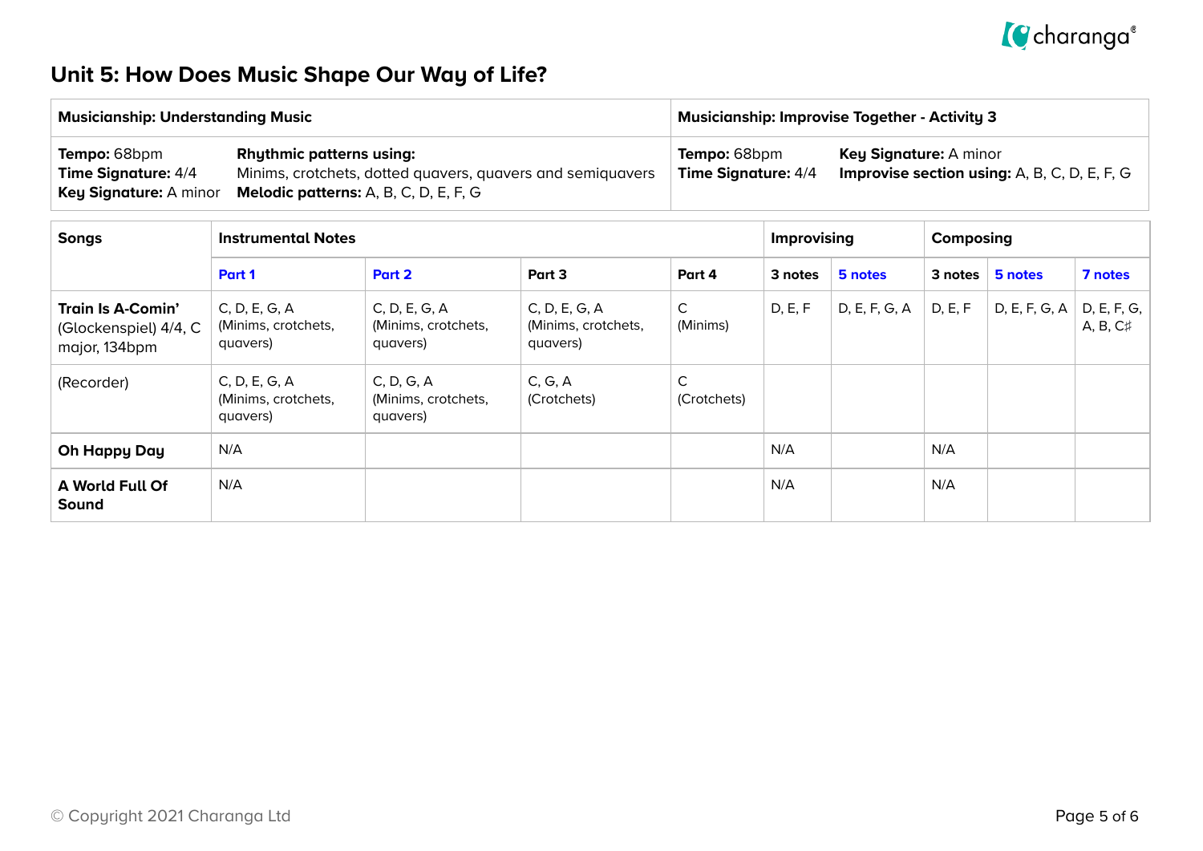## Unit 5: How Does Music Shape Our Way of Life?

| Musicianship: Understanding Music | | Musicianship: Improvise Together - Activity 3 | |
|---|---|---|---|
| **Tempo:** 68bpm<br>**Time Signature:** 4/4<br>**Key Signature:** A minor | **Rhythmic patterns using:**<br>Minims, crotchets, dotted quavers, quavers and semiquavers<br>**Melodic patterns:** A, B, C, D, E, F, G | **Tempo:** 68bpm<br>**Time Signature:** 4/4 | **Key Signature:** A minor<br>**Improvise section using:** A, B, C, D, E, F, G |

| Songs | Instrumental Notes | | | | Improvising | | Composing | | |
|---|---|---|---|---|---|---|---|---|---|
| | Part 1 | Part 2 | Part 3 | Part 4 | 3 notes | 5 notes | 3 notes | 5 notes | 7 notes |
| **Train Is A-Comin'** (Glockenspiel) 4/4, C major, 134bpm | C, D, E, G, A (Minims, crotchets, quavers) | C, D, E, G, A (Minims, crotchets, quavers) | C, D, E, G, A (Minims, crotchets, quavers) | C (Minims) | D, E, F | D, E, F, G, A | D, E, F | D, E, F, G, A | D, E, F, G, A, B, C♯ |
| (Recorder) | C, D, E, G, A (Minims, crotchets, quavers) | C, D, G, A (Minims, crotchets, quavers) | C, G, A (Crotchets) | C (Crotchets) | | | | | |
| **Oh Happy Day** | N/A | | | | N/A | | N/A | | |
| **A World Full Of Sound** | N/A | | | | N/A | | N/A | | |

© Copyright 2021 Charanga Ltd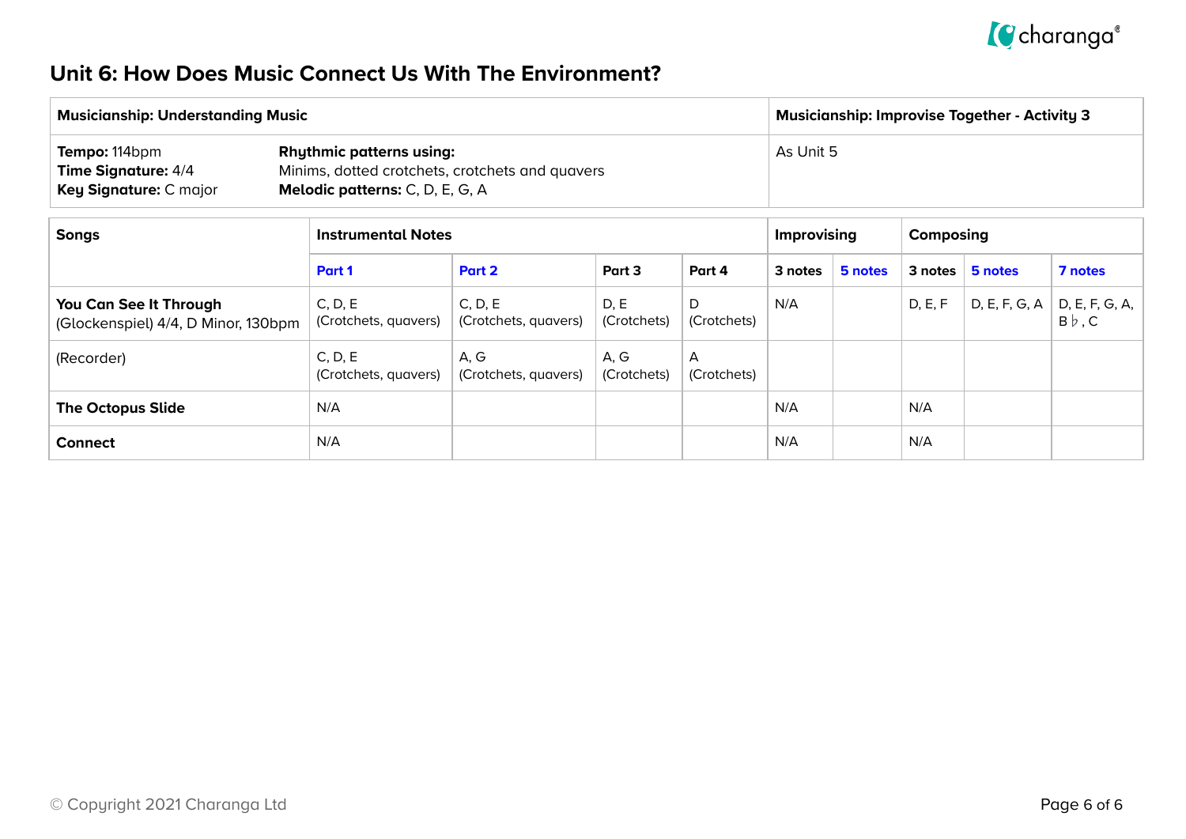## Unit 6: How Does Music Connect Us With The Environment?

| Musicianship: Understanding Music | | Musicianship: Improvise Together - Activity 3 |
|---|---|---|
| **Tempo:** 114bpm<br>**Time Signature:** 4/4<br>**Key Signature:** C major | **Rhythmic patterns using:**<br>Minims, dotted crotchets, crotchets and quavers<br>**Melodic patterns:** C, D, E, G, A | As Unit 5 |

| Songs | Instrumental Notes | | | | Improvising | | Composing | | |
|---|---|---|---|---|---|---|---|---|---|
| | Part 1 | Part 2 | Part 3 | Part 4 | 3 notes | 5 notes | 3 notes | 5 notes | 7 notes |
| **You Can See It Through**<br>(Glockenspiel) 4/4, D Minor, 130bpm | C, D, E<br>(Crotchets, quavers) | C, D, E<br>(Crotchets, quavers) | D, E<br>(Crotchets) | D<br>(Crotchets) | N/A | | D, E, F | D, E, F, G, A | D, E, F, G, A, B♭, C |
| (Recorder) | C, D, E<br>(Crotchets, quavers) | A, G<br>(Crotchets, quavers) | A, G<br>(Crotchets) | A<br>(Crotchets) | | | | | |
| **The Octopus Slide** | N/A | | | | N/A | | N/A | | |
| **Connect** | N/A | | | | N/A | | N/A | | |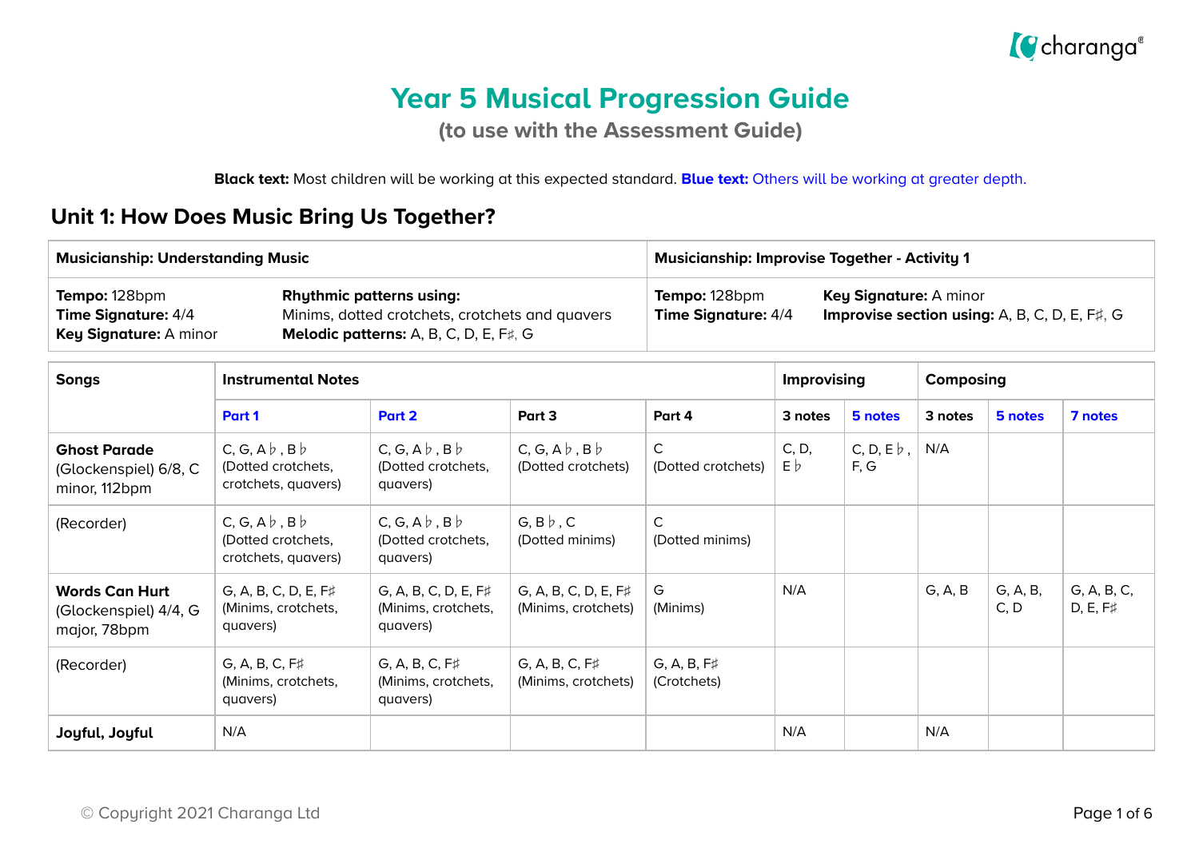# Year 5 Musical Progression Guide

## (to use with the Assessment Guide)

**Black text:** Most children will be working at this expected standard. **Blue text:** Others will be working at greater depth.

## Unit 1: How Does Music Bring Us Together?

| Musicianship: Understanding Music | | Musicianship: Improvise Together - Activity 1 | |
|---|---|---|---|
| **Tempo:** 128bpm<br>**Time Signature:** 4/4<br>**Key Signature:** A minor | **Rhythmic patterns using:**<br>Minims, dotted crotchets, crotchets and quavers<br>**Melodic patterns:** A, B, C, D, E, F♯, G | **Tempo:** 128bpm<br>**Time Signature:** 4/4 | **Key Signature:** A minor<br>**Improvise section using:** A, B, C, D, E, F♯, G |

| Songs | Instrumental Notes | | | | Improvising | | Composing | | |
|---|---|---|---|---|---|---|---|---|---|
| | Part 1 | Part 2 | Part 3 | Part 4 | 3 notes | 5 notes | 3 notes | 5 notes | 7 notes |
| **Ghost Parade** (Glockenspiel) 6/8, C minor, 112bpm | C, G, A♭, B♭ (Dotted crotchets, crotchets, quavers) | C, G, A♭, B♭ (Dotted crotchets, quavers) | C, G, A♭, B♭ (Dotted crotchets) | C (Dotted crotchets) | C, D, E♭ | C, D, E♭, F, G | N/A | | |
| (Recorder) | C, G, A♭, B♭ (Dotted crotchets, crotchets, quavers) | C, G, A♭, B♭ (Dotted crotchets, quavers) | G, B♭, C (Dotted minims) | C (Dotted minims) | | | | | |
| **Words Can Hurt** (Glockenspiel) 4/4, G major, 78bpm | G, A, B, C, D, E, F♯ (Minims, crotchets, quavers) | G, A, B, C, D, E, F♯ (Minims, crotchets, quavers) | G, A, B, C, D, E, F♯ (Minims, crotchets) | G (Minims) | N/A | | G, A, B | G, A, B, C, D | G, A, B, C, D, E, F♯ |
| (Recorder) | G, A, B, C, F♯ (Minims, crotchets, quavers) | G, A, B, C, F♯ (Minims, crotchets, quavers) | G, A, B, C, F♯ (Minims, crotchets) | G, A, B, F♯ (Crotchets) | | | | | |
| **Joyful, Joyful** | N/A | | | | N/A | | N/A | | |

© Copyright 2021 Charanga Ltd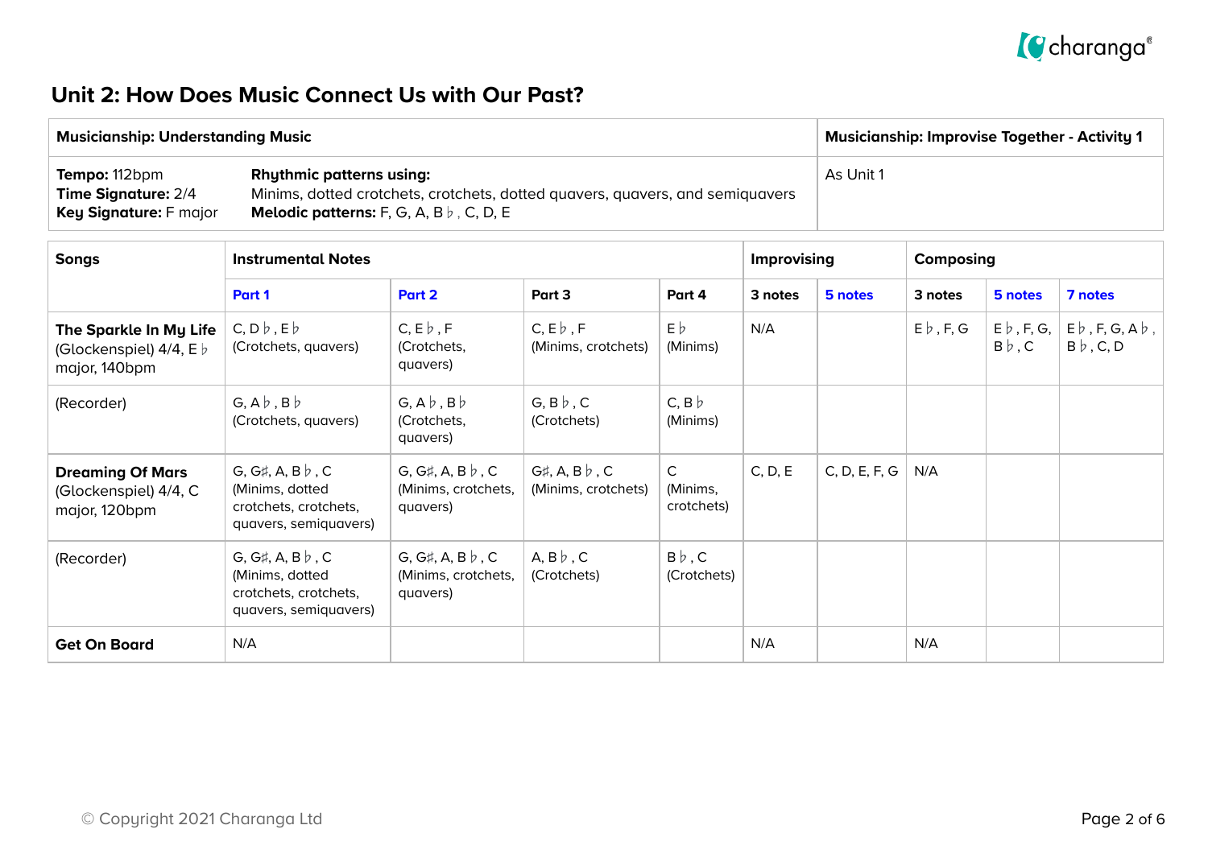# Unit 2: How Does Music Connect Us with Our Past?

| Musicianship: Understanding Music | | Musicianship: Improvise Together - Activity 1 |
|---|---|---|
| **Tempo:** 112bpm<br>**Time Signature:** 2/4<br>**Key Signature:** F major | **Rhythmic patterns using:**<br>Minims, dotted crotchets, crotchets, dotted quavers, quavers, and semiquavers<br>**Melodic patterns:** F, G, A, B♭, C, D, E | As Unit 1 |

| Songs | Instrumental Notes | | | | Improvising | | Composing | | |
|---|---|---|---|---|---|---|---|---|---|
| | Part 1 | Part 2 | Part 3 | Part 4 | 3 notes | 5 notes | 3 notes | 5 notes | 7 notes |
| **The Sparkle In My Life** (Glockenspiel) 4/4, E♭ major, 140bpm | C, D♭, E♭ (Crotchets, quavers) | C, E♭, F (Crotchets, quavers) | C, E♭, F (Minims, crotchets) | E♭ (Minims) | N/A | | E♭, F, G | E♭, F, G, B♭, C | E♭, F, G, A♭, B♭, C, D |
| (Recorder) | G, A♭, B♭ (Crotchets, quavers) | G, A♭, B♭ (Crotchets, quavers) | G, B♭, C (Crotchets) | C, B♭ (Minims) | | | | | |
| **Dreaming Of Mars** (Glockenspiel) 4/4, C major, 120bpm | G, G♯, A, B♭, C (Minims, dotted crotchets, crotchets, quavers, semiquavers) | G, G♯, A, B♭, C (Minims, crotchets, quavers) | G♯, A, B♭, C (Minims, crotchets) | C (Minims, crotchets) | C, D, E | C, D, E, F, G | N/A | | |
| (Recorder) | G, G♯, A, B♭, C (Minims, dotted crotchets, crotchets, quavers, semiquavers) | G, G♯, A, B♭, C (Minims, crotchets, quavers) | A, B♭, C (Crotchets) | B♭, C (Crotchets) | | | | | |
| **Get On Board** | N/A | | | | N/A | | N/A | | |

© Copyright 2021 Charanga Ltd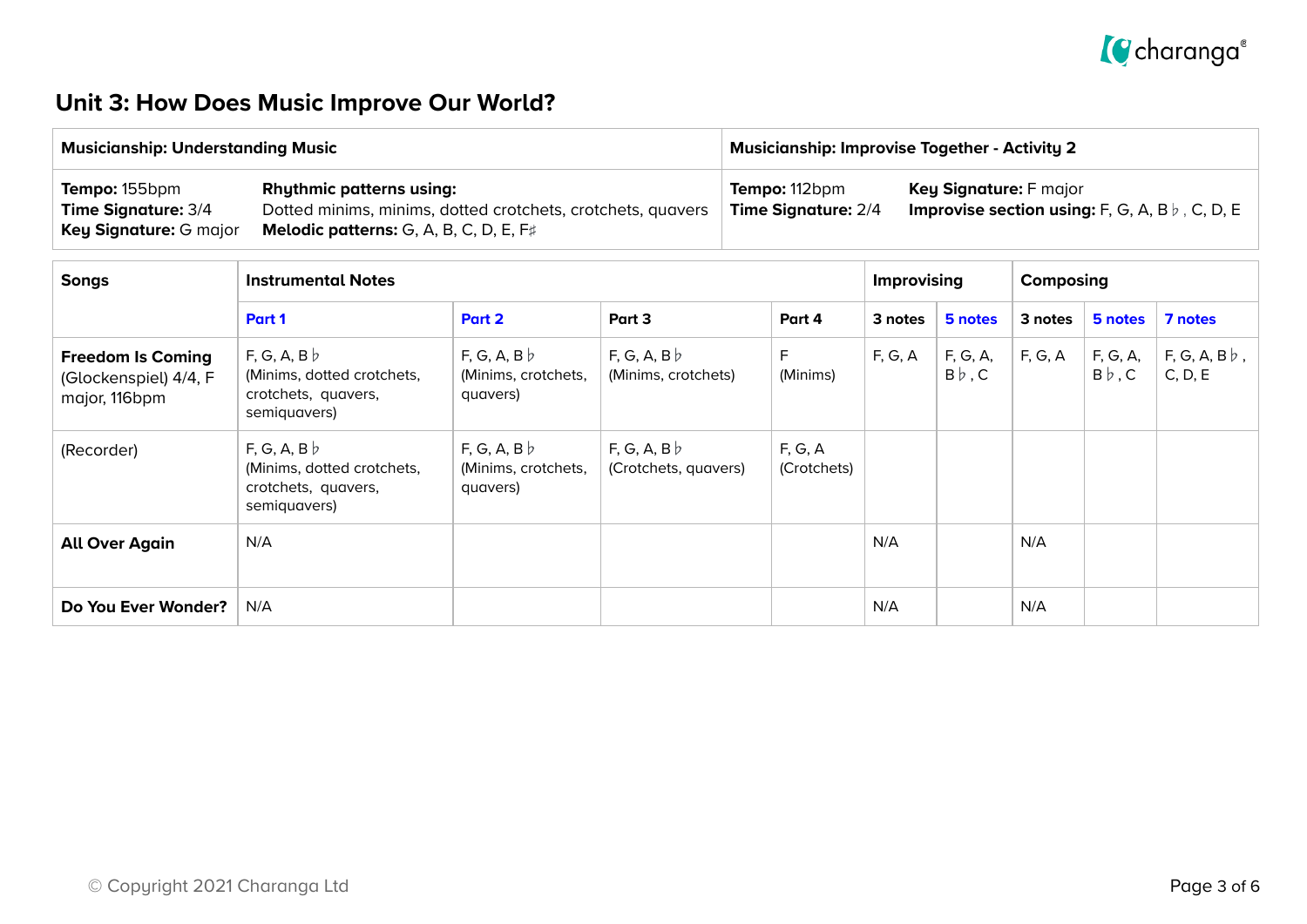# Unit 3: How Does Music Improve Our World?

| Musicianship: Understanding Music | | Musicianship: Improvise Together - Activity 2 | |
|---|---|---|---|
| **Tempo:** 155bpm<br>**Time Signature:** 3/4<br>**Key Signature:** G major | **Rhythmic patterns using:**<br>Dotted minims, minims, dotted crotchets, crotchets, quavers<br>**Melodic patterns:** G, A, B, C, D, E, F♯ | **Tempo:** 112bpm<br>**Time Signature:** 2/4 | **Key Signature:** F major<br>**Improvise section using:** F, G, A, B♭, C, D, E |

| Songs | Instrumental Notes | | | | Improvising | | Composing | | |
|---|---|---|---|---|---|---|---|---|---|
| | Part 1 | Part 2 | Part 3 | Part 4 | 3 notes | 5 notes | 3 notes | 5 notes | 7 notes |
| **Freedom Is Coming** (Glockenspiel) 4/4, F major, 116bpm | F, G, A, B♭ (Minims, dotted crotchets, crotchets, quavers, semiquavers) | F, G, A, B♭ (Minims, crotchets, quavers) | F, G, A, B♭ (Minims, crotchets) | F (Minims) | F, G, A | F, G, A, B♭, C | F, G, A | F, G, A, B♭, C | F, G, A, B♭, C, D, E |
| (Recorder) | F, G, A, B♭ (Minims, dotted crotchets, crotchets, quavers, semiquavers) | F, G, A, B♭ (Minims, crotchets, quavers) | F, G, A, B♭ (Crotchets, quavers) | F, G, A (Crotchets) | | | | | |
| **All Over Again** | N/A | | | | N/A | | N/A | | |
| **Do You Ever Wonder?** | N/A | | | | N/A | | N/A | | |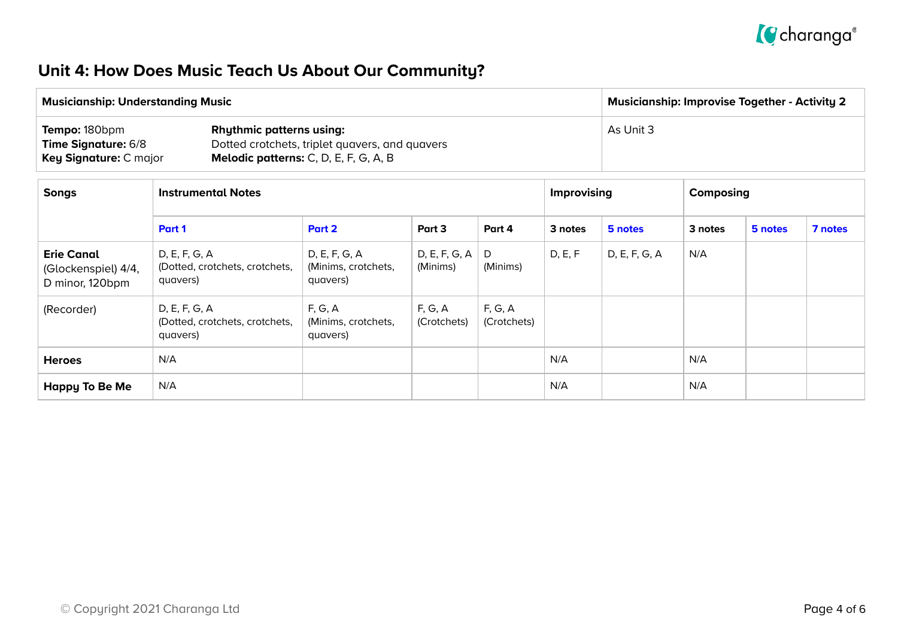# Unit 4: How Does Music Teach Us About Our Community?

| Musicianship: Understanding Music | | Musicianship: Improvise Together - Activity 2 |
|---|---|---|
| **Tempo:** 180bpm<br>**Time Signature:** 6/8<br>**Key Signature:** C major | **Rhythmic patterns using:**<br>Dotted crotchets, triplet quavers, and quavers<br>**Melodic patterns:** C, D, E, F, G, A, B | As Unit 3 |

| Songs | Instrumental Notes | | | | Improvising | | Composing | | |
|---|---|---|---|---|---|---|---|---|---|
| | Part 1 | Part 2 | Part 3 | Part 4 | 3 notes | 5 notes | 3 notes | 5 notes | 7 notes |
| **Erie Canal** (Glockenspiel) 4/4, D minor, 120bpm | D, E, F, G, A (Dotted, crotchets, crotchets, quavers) | D, E, F, G, A (Minims, crotchets, quavers) | D, E, F, G, A (Minims) | D (Minims) | D, E, F | D, E, F, G, A | N/A | | |
| (Recorder) | D, E, F, G, A (Dotted, crotchets, crotchets, quavers) | F, G, A (Minims, crotchets, quavers) | F, G, A (Crotchets) | F, G, A (Crotchets) | | | | | |
| **Heroes** | N/A | | | | N/A | | N/A | | |
| **Happy To Be Me** | N/A | | | | N/A | | N/A | | |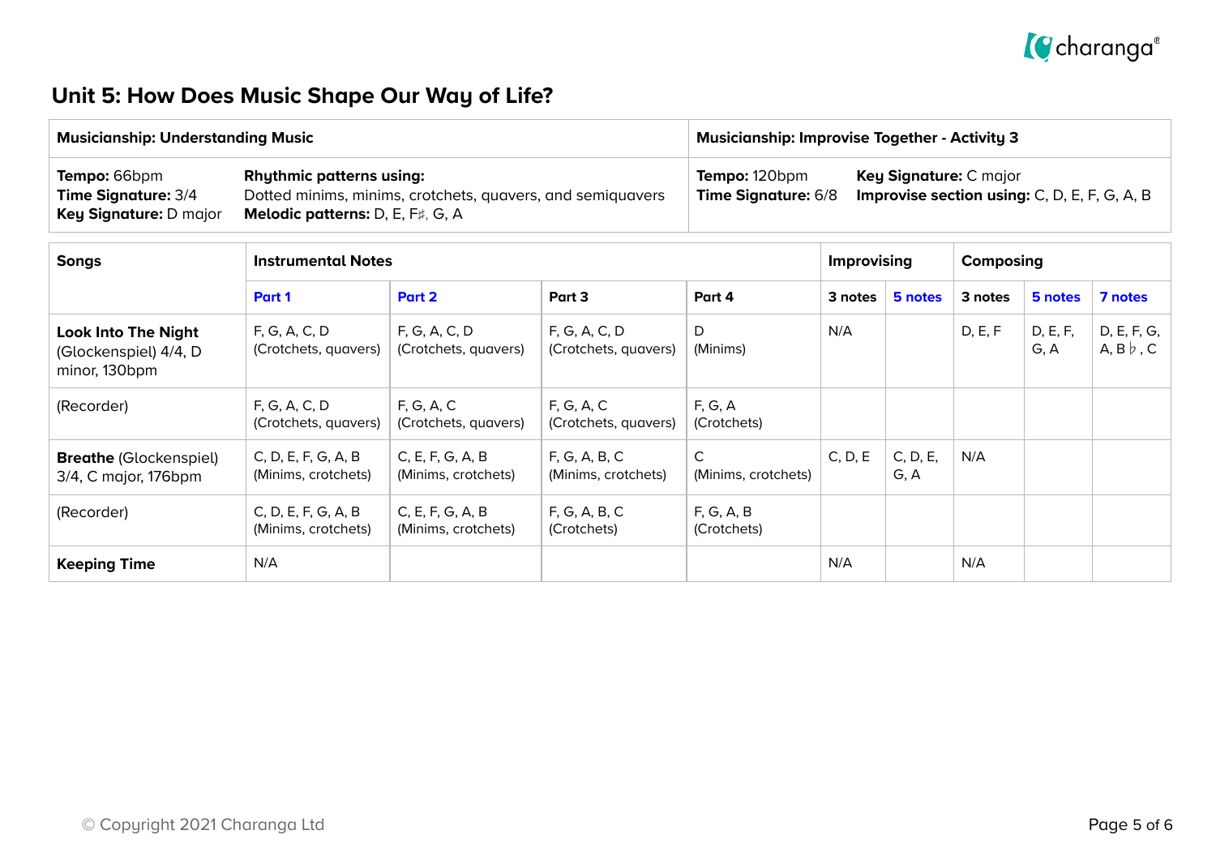# Unit 5: How Does Music Shape Our Way of Life?

| Musicianship: Understanding Music | | Musicianship: Improvise Together - Activity 3 | |
|---|---|---|---|
| **Tempo:** 66bpm<br>**Time Signature:** 3/4<br>**Key Signature:** D major | **Rhythmic patterns using:**<br>Dotted minims, minims, crotchets, quavers, and semiquavers<br>**Melodic patterns:** D, E, F♯, G, A | **Tempo:** 120bpm<br>**Time Signature:** 6/8 | **Key Signature:** C major<br>**Improvise section using:** C, D, E, F, G, A, B |

| Songs | Instrumental Notes | | | | Improvising | | Composing | | |
|---|---|---|---|---|---|---|---|---|---|
| | Part 1 | Part 2 | Part 3 | Part 4 | 3 notes | 5 notes | 3 notes | 5 notes | 7 notes |
| **Look Into The Night** (Glockenspiel) 4/4, D minor, 130bpm | F, G, A, C, D (Crotchets, quavers) | F, G, A, C, D (Crotchets, quavers) | F, G, A, C, D (Crotchets, quavers) | D (Minims) | N/A | | D, E, F | D, E, F, G, A | D, E, F, G, A, B♭, C |
| (Recorder) | F, G, A, C, D (Crotchets, quavers) | F, G, A, C (Crotchets, quavers) | F, G, A, C (Crotchets, quavers) | F, G, A (Crotchets) | | | | | |
| **Breathe** (Glockenspiel) 3/4, C major, 176bpm | C, D, E, F, G, A, B (Minims, crotchets) | C, E, F, G, A, B (Minims, crotchets) | F, G, A, B, C (Minims, crotchets) | C (Minims, crotchets) | C, D, E | C, D, E, G, A | N/A | | |
| (Recorder) | C, D, E, F, G, A, B (Minims, crotchets) | C, E, F, G, A, B (Minims, crotchets) | F, G, A, B, C (Crotchets) | F, G, A, B (Crotchets) | | | | | |
| **Keeping Time** | N/A | | | | N/A | | N/A | | |

© Copyright 2021 Charanga Ltd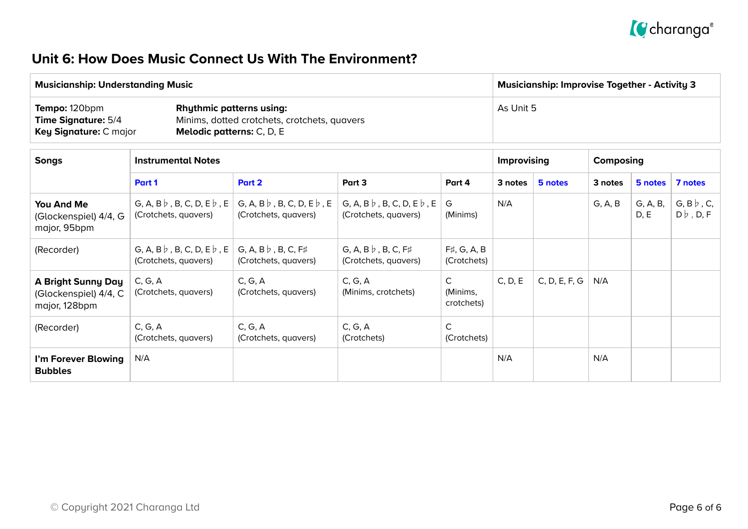## Unit 6: How Does Music Connect Us With The Environment?

| Musicianship: Understanding Music | | Musicianship: Improvise Together - Activity 3 |
|---|---|---|
| **Tempo:** 120bpm<br>**Time Signature:** 5/4<br>**Key Signature:** C major | **Rhythmic patterns using:**<br>Minims, dotted crotchets, crotchets, quavers<br>**Melodic patterns:** C, D, E | As Unit 5 |

| Songs | Instrumental Notes | | | | Improvising | | Composing | | |
|---|---|---|---|---|---|---|---|---|---|
| | Part 1 | Part 2 | Part 3 | Part 4 | 3 notes | 5 notes | 3 notes | 5 notes | 7 notes |
| **You And Me** (Glockenspiel) 4/4, G major, 95bpm | G, A, B♭, B, C, D, E♭, E (Crotchets, quavers) | G, A, B♭, B, C, D, E♭, E (Crotchets, quavers) | G, A, B♭, B, C, D, E♭, E (Crotchets, quavers) | G (Minims) | N/A | | G, A, B | G, A, B, D, E | G, B♭, C, D♭, D, F |
| (Recorder) | G, A, B♭, B, C, D, E♭, E (Crotchets, quavers) | G, A, B♭, B, C, F♯ (Crotchets, quavers) | G, A, B♭, B, C, F♯ (Crotchets, quavers) | F♯, G, A, B (Crotchets) | | | | | |
| **A Bright Sunny Day** (Glockenspiel) 4/4, C major, 128bpm | C, G, A (Crotchets, quavers) | C, G, A (Crotchets, quavers) | C, G, A (Minims, crotchets) | C (Minims, crotchets) | C, D, E | C, D, E, F, G | N/A | | |
| (Recorder) | C, G, A (Crotchets, quavers) | C, G, A (Crotchets, quavers) | C, G, A (Crotchets) | C (Crotchets) | | | | | |
| **I'm Forever Blowing Bubbles** | N/A | | | | N/A | | N/A | | |

© Copyright 2021 Charanga Ltd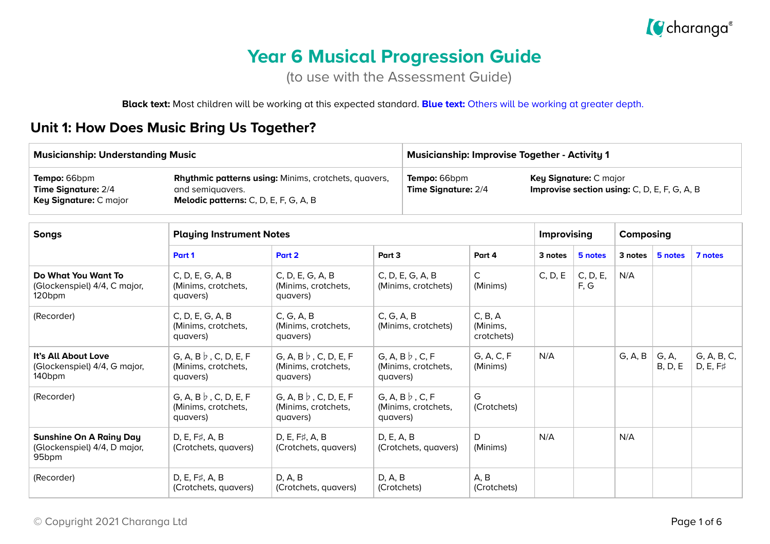# Year 6 Musical Progression Guide

(to use with the Assessment Guide)

**Black text:** Most children will be working at this expected standard. **Blue text:** Others will be working at greater depth.

## Unit 1: How Does Music Bring Us Together?

| Musicianship: Understanding Music | | Musicianship: Improvise Together - Activity 1 | |
|---|---|---|---|
| **Tempo:** 66bpm<br>**Time Signature:** 2/4<br>**Key Signature:** C major | **Rhythmic patterns using:** Minims, crotchets, quavers, and semiquavers.<br>**Melodic patterns:** C, D, E, F, G, A, B | **Tempo:** 66bpm<br>**Time Signature:** 2/4 | **Key Signature:** C major<br>**Improvise section using:** C, D, E, F, G, A, B |

| Songs | Playing Instrument Notes | | | | Improvising | | Composing | | |
|---|---|---|---|---|---|---|---|---|---|
| | Part 1 | Part 2 | Part 3 | Part 4 | 3 notes | 5 notes | 3 notes | 5 notes | 7 notes |
| **Do What You Want To** (Glockenspiel) 4/4, C major, 120bpm | C, D, E, G, A, B (Minims, crotchets, quavers) | C, D, E, G, A, B (Minims, crotchets, quavers) | C, D, E, G, A, B (Minims, crotchets) | C (Minims) | C, D, E | C, D, E, F, G | N/A | | |
| (Recorder) | C, D, E, G, A, B (Minims, crotchets, quavers) | C, G, A, B (Minims, crotchets, quavers) | C, G, A, B (Minims, crotchets) | C, B, A (Minims, crotchets) | | | | | |
| **It's All About Love** (Glockenspiel) 4/4, G major, 140bpm | G, A, B♭, C, D, E, F (Minims, crotchets, quavers) | G, A, B♭, C, D, E, F (Minims, crotchets, quavers) | G, A, B♭, C, F (Minims, crotchets, quavers) | G, A, C, F (Minims) | N/A | | G, A, B | G, A, B, D, E | G, A, B, C, D, E, F♯ |
| (Recorder) | G, A, B♭, C, D, E, F (Minims, crotchets, quavers) | G, A, B♭, C, D, E, F (Minims, crotchets, quavers) | G, A, B♭, C, F (Minims, crotchets, quavers) | G (Crotchets) | | | | | |
| **Sunshine On A Rainy Day** (Glockenspiel) 4/4, D major, 95bpm | D, E, F♯, A, B (Crotchets, quavers) | D, E, F♯, A, B (Crotchets, quavers) | D, E, A, B (Crotchets, quavers) | D (Minims) | N/A | | N/A | | |
| (Recorder) | D, E, F♯, A, B (Crotchets, quavers) | D, A, B (Crotchets, quavers) | D, A, B (Crotchets) | A, B (Crotchets) | | | | | |

© Copyright 2021 Charanga Ltd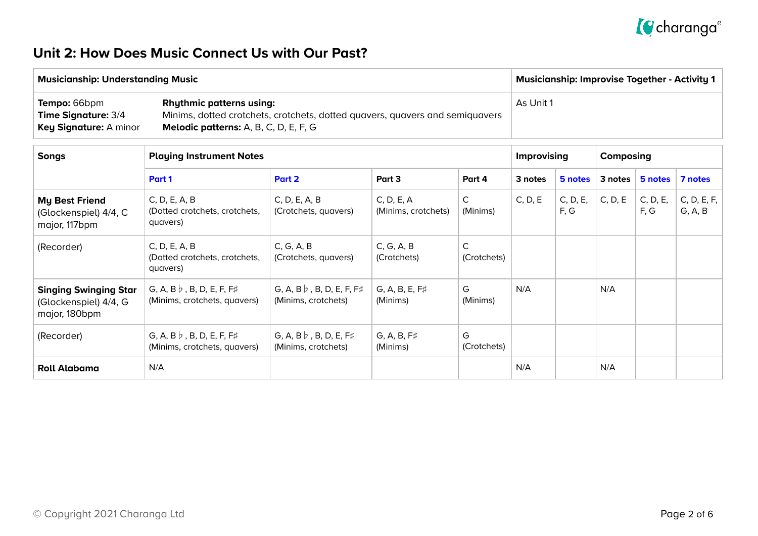# Unit 2: How Does Music Connect Us with Our Past?

| Musicianship: Understanding Music | | Musicianship: Improvise Together - Activity 1 |
|---|---|---|
| **Tempo:** 66bpm<br>**Time Signature:** 3/4<br>**Key Signature:** A minor | **Rhythmic patterns using:**<br>Minims, dotted crotchets, crotchets, dotted quavers, quavers and semiquavers<br>**Melodic patterns:** A, B, C, D, E, F, G | As Unit 1 |

| **Songs** | **Playing Instrument Notes** | | | | **Improvising** | | **Composing** | | |
|---|---|---|---|---|---|---|---|---|---|
| | **Part 1** | **Part 2** | **Part 3** | **Part 4** | **3 notes** | **5 notes** | **3 notes** | **5 notes** | **7 notes** |
| **My Best Friend** (Glockenspiel) 4/4, C major, 117bpm | C, D, E, A, B (Dotted crotchets, crotchets, quavers) | C, D, E, A, B (Crotchets, quavers) | C, D, E, A (Minims, crotchets) | C (Minims) | C, D, E | C, D, E, F, G | C, D, E | C, D, E, F, G | C, D, E, F, G, A, B |
| (Recorder) | C, D, E, A, B (Dotted crotchets, crotchets, quavers) | C, G, A, B (Crotchets, quavers) | C, G, A, B (Crotchets) | C (Crotchets) | | | | | |
| **Singing Swinging Star** (Glockenspiel) 4/4, G major, 180bpm | G, A, B♭, B, D, E, F, F♯ (Minims, crotchets, quavers) | G, A, B♭, B, D, E, F, F♯ (Minims, crotchets) | G, A, B, E, F♯ (Minims) | G (Minims) | N/A | | N/A | | |
| (Recorder) | G, A, B♭, B, D, E, F, F♯ (Minims, crotchets, quavers) | G, A, B♭, B, D, E, F♯ (Minims, crotchets) | G, A, B, F♯ (Minims) | G (Crotchets) | | | | | |
| **Roll Alabama** | N/A | | | | N/A | | N/A | | |

© Copyright 2021 Charanga Ltd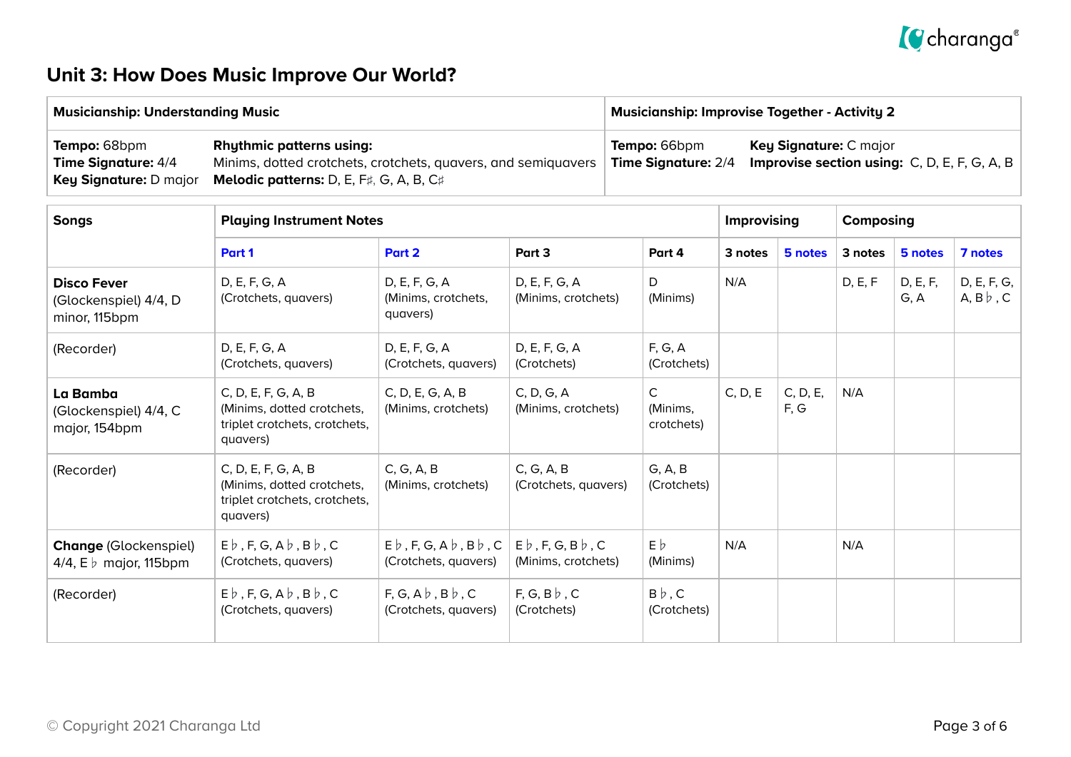## Unit 3: How Does Music Improve Our World?

| Musicianship: Understanding Music | | Musicianship: Improvise Together - Activity 2 | |
|---|---|---|---|
| **Tempo:** 68bpm<br>**Time Signature:** 4/4<br>**Key Signature:** D major | **Rhythmic patterns using:**<br>Minims, dotted crotchets, crotchets, quavers, and semiquavers<br>**Melodic patterns:** D, E, F♯, G, A, B, C♯ | **Tempo:** 66bpm<br>**Time Signature:** 2/4 | **Key Signature:** C major<br>**Improvise section using:** C, D, E, F, G, A, B |

| Songs | Playing Instrument Notes | | | | Improvising | | Composing | | |
|---|---|---|---|---|---|---|---|---|---|
| | Part 1 | Part 2 | Part 3 | Part 4 | 3 notes | 5 notes | 3 notes | 5 notes | 7 notes |
| **Disco Fever** (Glockenspiel) 4/4, D minor, 115bpm | D, E, F, G, A (Crotchets, quavers) | D, E, F, G, A (Minims, crotchets, quavers) | D, E, F, G, A (Minims, crotchets) | D (Minims) | N/A | | D, E, F | D, E, F, G, A | D, E, F, G, A, B♭, C |
| (Recorder) | D, E, F, G, A (Crotchets, quavers) | D, E, F, G, A (Crotchets, quavers) | D, E, F, G, A (Crotchets) | F, G, A (Crotchets) | | | | | |
| **La Bamba** (Glockenspiel) 4/4, C major, 154bpm | C, D, E, F, G, A, B (Minims, dotted crotchets, triplet crotchets, crotchets, quavers) | C, D, E, G, A, B (Minims, crotchets) | C, D, G, A (Minims, crotchets) | C (Minims, crotchets) | C, D, E | C, D, E, F, G | N/A | | |
| (Recorder) | C, D, E, F, G, A, B (Minims, dotted crotchets, triplet crotchets, crotchets, quavers) | C, G, A, B (Minims, crotchets) | C, G, A, B (Crotchets, quavers) | G, A, B (Crotchets) | | | | | |
| **Change** (Glockenspiel) 4/4, E♭ major, 115bpm | E♭, F, G, A♭, B♭, C (Crotchets, quavers) | E♭, F, G, A♭, B♭, C (Crotchets, quavers) | E♭, F, G, B♭, C (Minims, crotchets) | E♭ (Minims) | N/A | | N/A | | |
| (Recorder) | E♭, F, G, A♭, B♭, C (Crotchets, quavers) | F, G, A♭, B♭, C (Crotchets, quavers) | F, G, B♭, C (Crotchets) | B♭, C (Crotchets) | | | | | |

© Copyright 2021 Charanga Ltd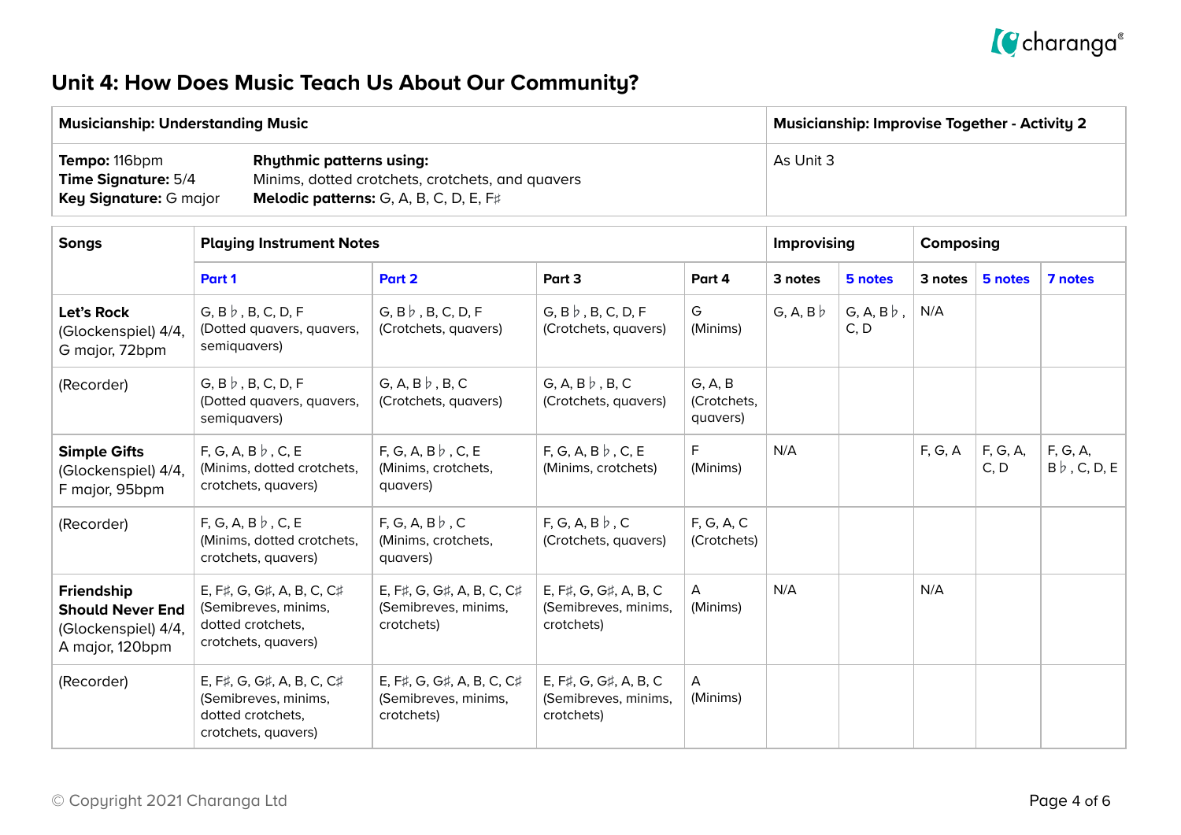# Unit 4: How Does Music Teach Us About Our Community?

| Musicianship: Understanding Music | | Musicianship: Improvise Together - Activity 2 |
|---|---|---|
| **Tempo:** 116bpm<br>**Time Signature:** 5/4<br>**Key Signature:** G major | **Rhythmic patterns using:**<br>Minims, dotted crotchets, crotchets, and quavers<br>**Melodic patterns:** G, A, B, C, D, E, F♯ | As Unit 3 |

| Songs | Playing Instrument Notes | | | | Improvising | | Composing | | |
|---|---|---|---|---|---|---|---|---|---|
| | Part 1 | Part 2 | Part 3 | Part 4 | 3 notes | 5 notes | 3 notes | 5 notes | 7 notes |
| **Let's Rock** (Glockenspiel) 4/4, G major, 72bpm | G, B♭, B, C, D, F (Dotted quavers, quavers, semiquavers) | G, B♭, B, C, D, F (Crotchets, quavers) | G, B♭, B, C, D, F (Crotchets, quavers) | G (Minims) | G, A, B♭ | G, A, B♭, C, D | N/A | | |
| (Recorder) | G, B♭, B, C, D, F (Dotted quavers, quavers, semiquavers) | G, A, B♭, B, C (Crotchets, quavers) | G, A, B♭, B, C (Crotchets, quavers) | G, A, B (Crotchets, quavers) | | | | | |
| **Simple Gifts** (Glockenspiel) 4/4, F major, 95bpm | F, G, A, B♭, C, E (Minims, dotted crotchets, crotchets, quavers) | F, G, A, B♭, C, E (Minims, crotchets, quavers) | F, G, A, B♭, C, E (Minims, crotchets) | F (Minims) | N/A | | F, G, A | F, G, A, C, D | F, G, A, B♭, C, D, E |
| (Recorder) | F, G, A, B♭, C, E (Minims, dotted crotchets, crotchets, quavers) | F, G, A, B♭, C (Minims, crotchets, quavers) | F, G, A, B♭, C (Crotchets, quavers) | F, G, A, C (Crotchets) | | | | | |
| **Friendship Should Never End** (Glockenspiel) 4/4, A major, 120bpm | E, F♯, G, G♯, A, B, C, C♯ (Semibreves, minims, dotted crotchets, crotchets, quavers) | E, F♯, G, G♯, A, B, C, C♯ (Semibreves, minims, crotchets) | E, F♯, G, G♯, A, B, C (Semibreves, minims, crotchets) | A (Minims) | N/A | | N/A | | |
| (Recorder) | E, F♯, G, G♯, A, B, C, C♯ (Semibreves, minims, dotted crotchets, crotchets, quavers) | E, F♯, G, G♯, A, B, C, C♯ (Semibreves, minims, crotchets) | E, F♯, G, G♯, A, B, C (Semibreves, minims, crotchets) | A (Minims) | | | | | |

© Copyright 2021 Charanga Ltd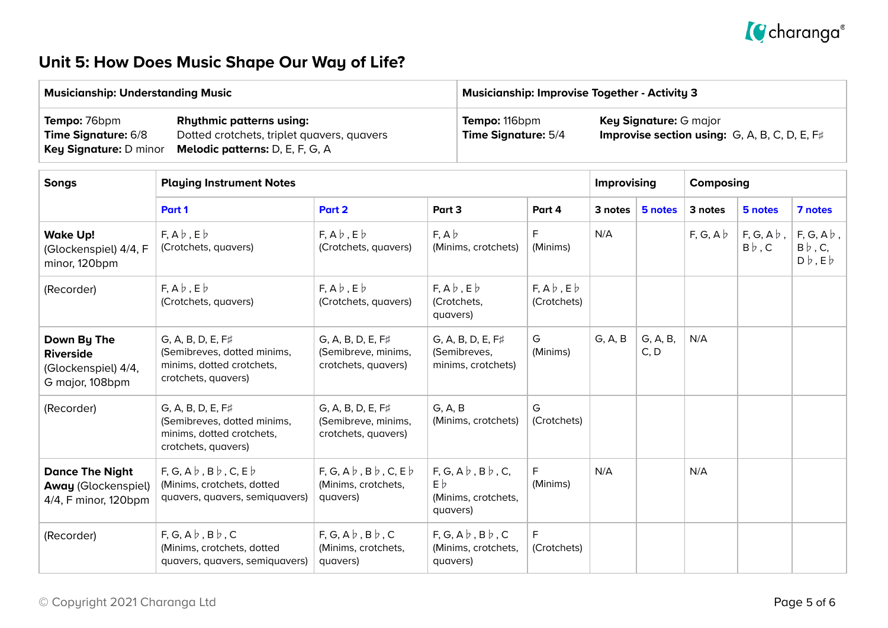## Unit 5: How Does Music Shape Our Way of Life?

| Musicianship: Understanding Music | Musicianship: Improvise Together - Activity 3 |
|---|---|
| **Tempo:** 76bpm<br>**Time Signature:** 6/8<br>**Key Signature:** D minor<br>**Rhythmic patterns using:** Dotted crotchets, triplet quavers, quavers<br>**Melodic patterns:** D, E, F, G, A | **Tempo:** 116bpm<br>**Time Signature:** 5/4<br>**Key Signature:** G major<br>**Improvise section using:** G, A, B, C, D, E, F♯ |

| Songs | Playing Instrument Notes | | | | Improvising | | Composing | | |
|---|---|---|---|---|---|---|---|---|---|
| | Part 1 | Part 2 | Part 3 | Part 4 | 3 notes | 5 notes | 3 notes | 5 notes | 7 notes |
| **Wake Up!** (Glockenspiel) 4/4, F minor, 120bpm | F, A♭, E♭ (Crotchets, quavers) | F, A♭, E♭ (Crotchets, quavers) | F, A♭ (Minims, crotchets) | F (Minims) | N/A | | F, G, A♭ | F, G, A♭, B♭, C | F, G, A♭, B♭, C, D♭, E♭ |
| (Recorder) | F, A♭, E♭ (Crotchets, quavers) | F, A♭, E♭ (Crotchets, quavers) | F, A♭, E♭ (Crotchets, quavers) | F, A♭, E♭ (Crotchets) | | | | | |
| **Down By The Riverside** (Glockenspiel) 4/4, G major, 108bpm | G, A, B, D, E, F♯ (Semibreves, dotted minims, minims, dotted crotchets, crotchets, quavers) | G, A, B, D, E, F♯ (Semibreve, minims, crotchets, quavers) | G, A, B, D, E, F♯ (Semibreves, minims, crotchets) | G (Minims) | G, A, B | G, A, B, C, D | N/A | | |
| (Recorder) | G, A, B, D, E, F♯ (Semibreves, dotted minims, minims, dotted crotchets, crotchets, quavers) | G, A, B, D, E, F♯ (Semibreve, minims, crotchets, quavers) | G, A, B (Minims, crotchets) | G (Crotchets) | | | | | |
| **Dance The Night Away** (Glockenspiel) 4/4, F minor, 120bpm | F, G, A♭, B♭, C, E♭ (Minims, crotchets, dotted quavers, quavers, semiquavers) | F, G, A♭, B♭, C, E♭ (Minims, crotchets, quavers) | F, G, A♭, B♭, C, E♭ (Minims, crotchets, quavers) | F (Minims) | N/A | | N/A | | |
| (Recorder) | F, G, A♭, B♭, C (Minims, crotchets, dotted quavers, quavers, semiquavers) | F, G, A♭, B♭, C (Minims, crotchets, quavers) | F, G, A♭, B♭, C (Minims, crotchets, quavers) | F (Crotchets) | | | | | |

© Copyright 2021 Charanga Ltd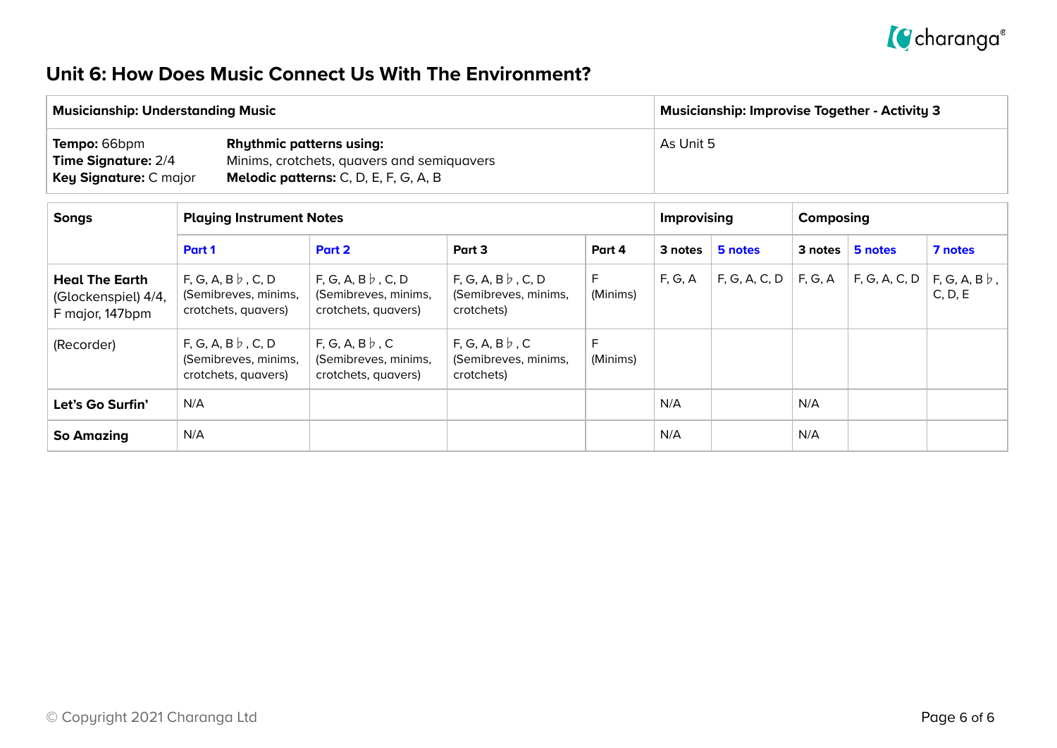## Unit 6: How Does Music Connect Us With The Environment?

| Musicianship: Understanding Music | | Musicianship: Improvise Together - Activity 3 |
|---|---|---|
| **Tempo:** 66bpm<br>**Time Signature:** 2/4<br>**Key Signature:** C major | **Rhythmic patterns using:**<br>Minims, crotchets, quavers and semiquavers<br>**Melodic patterns:** C, D, E, F, G, A, B | As Unit 5 |

| Songs | Playing Instrument Notes | | | | Improvising | | Composing | | |
|---|---|---|---|---|---|---|---|---|---|
| | Part 1 | Part 2 | Part 3 | Part 4 | 3 notes | 5 notes | 3 notes | 5 notes | 7 notes |
| **Heal The Earth** (Glockenspiel) 4/4, F major, 147bpm | F, G, A, B♭, C, D (Semibreves, minims, crotchets, quavers) | F, G, A, B♭, C, D (Semibreves, minims, crotchets, quavers) | F, G, A, B♭, C, D (Semibreves, minims, crotchets) | F (Minims) | F, G, A | F, G, A, C, D | F, G, A | F, G, A, C, D | F, G, A, B♭, C, D, E |
| (Recorder) | F, G, A, B♭, C, D (Semibreves, minims, crotchets, quavers) | F, G, A, B♭, C (Semibreves, minims, crotchets, quavers) | F, G, A, B♭, C (Semibreves, minims, crotchets) | F (Minims) | | | | | |
| **Let's Go Surfin'** | N/A | | | | N/A | | N/A | | |
| **So Amazing** | N/A | | | | N/A | | N/A | | |

© Copyright 2021 Charanga Ltd